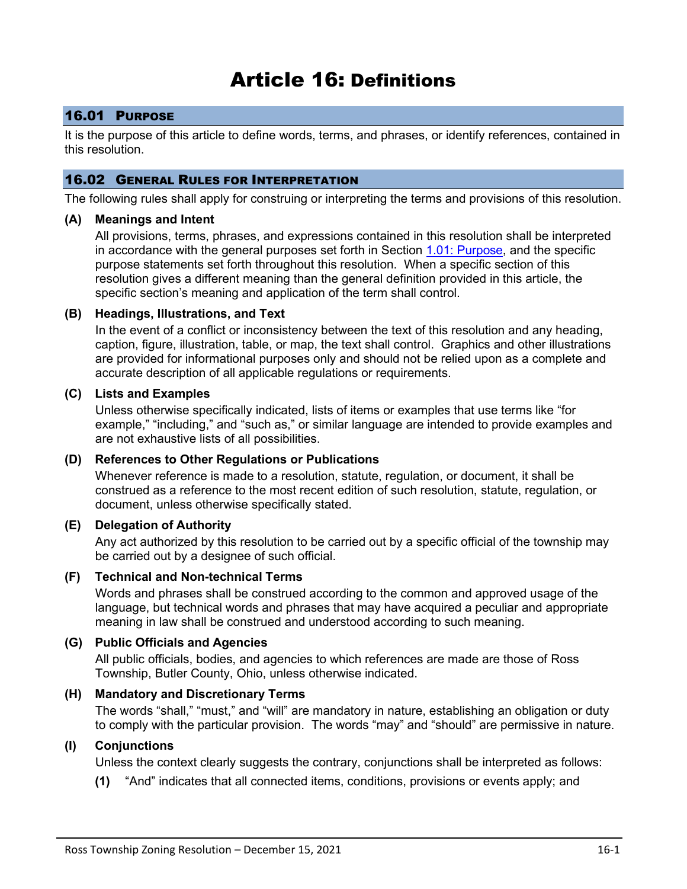# Article 16: Definitions

## 16.01 Purpose

It is the purpose of this article to define words, terms, and phrases, or identify references, contained in this resolution.

## 16.02 General Rules for Interpretation

The following rules shall apply for construing or interpreting the terms and provisions of this resolution.

**(A) Meanings and Intent**

All provisions, terms, phrases, and expressions contained in this resolution shall be interpreted in accordance with the general purposes set forth in Section 1.01: Purpose, and the specific purpose statements set forth throughout this resolution. When a specific section of this resolution gives a different meaning than the general definition provided in this article, the specific section's meaning and application of the term shall control.

**(B) Headings, Illustrations, and Text**

In the event of a conflict or inconsistency between the text of this resolution and any heading, caption, figure, illustration, table, or map, the text shall control. Graphics and other illustrations are provided for informational purposes only and should not be relied upon as a complete and accurate description of all applicable regulations or requirements.

**(C) Lists and Examples**

Unless otherwise specifically indicated, lists of items or examples that use terms like "for example," "including," and "such as," or similar language are intended to provide examples and are not exhaustive lists of all possibilities.

**(D) References to Other Regulations or Publications**

Whenever reference is made to a resolution, statute, regulation, or document, it shall be construed as a reference to the most recent edition of such resolution, statute, regulation, or document, unless otherwise specifically stated.

**(E) Delegation of Authority**

Any act authorized by this resolution to be carried out by a specific official of the township may be carried out by a designee of such official.

**(F) Technical and Non-technical Terms**

Words and phrases shall be construed according to the common and approved usage of the language, but technical words and phrases that may have acquired a peculiar and appropriate meaning in law shall be construed and understood according to such meaning.

**(G) Public Officials and Agencies**

All public officials, bodies, and agencies to which references are made are those of Ross Township, Butler County, Ohio, unless otherwise indicated.

**(H) Mandatory and Discretionary Terms**

The words "shall," "must," and "will" are mandatory in nature, establishing an obligation or duty to comply with the particular provision. The words "may" and "should" are permissive in nature.

**(I) Conjunctions**

Unless the context clearly suggests the contrary, conjunctions shall be interpreted as follows:

**(1)** "And" indicates that all connected items, conditions, provisions or events apply; and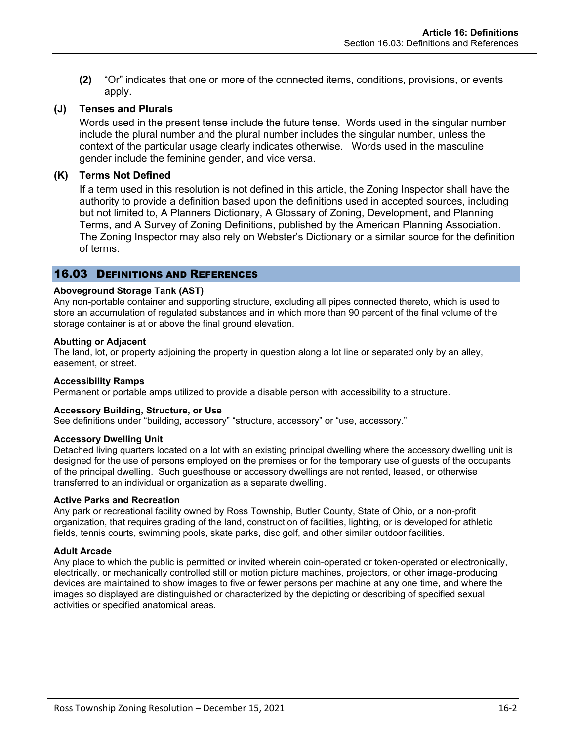**(2)** "Or" indicates that one or more of the connected items, conditions, provisions, or events apply.

**(J) Tenses and Plurals**

Words used in the present tense include the future tense. Words used in the singular number include the plural number and the plural number includes the singular number, unless the context of the particular usage clearly indicates otherwise. Words used in the masculine gender include the feminine gender, and vice versa.

**(K) Terms Not Defined**

If a term used in this resolution is not defined in this article, the Zoning Inspector shall have the authority to provide a definition based upon the definitions used in accepted sources, including but not limited to, A Planners Dictionary, A Glossary of Zoning, Development, and Planning Terms, and A Survey of Zoning Definitions, published by the American Planning Association. The Zoning Inspector may also rely on Webster's Dictionary or a similar source for the definition of terms.

## 16.03 Definitions and References

**Aboveground Storage Tank (AST)**

Any non-portable container and supporting structure, excluding all pipes connected thereto, which is used to store an accumulation of regulated substances and in which more than 90 percent of the final volume of the storage container is at or above the final ground elevation.

**Abutting or Adjacent**

The land, lot, or property adjoining the property in question along a lot line or separated only by an alley, easement, or street.

**Accessibility Ramps**

Permanent or portable amps utilized to provide a disable person with accessibility to a structure.

**Accessory Building, Structure, or Use**

See definitions under "building, accessory" "structure, accessory" or "use, accessory."

**Accessory Dwelling Unit**

Detached living quarters located on a lot with an existing principal dwelling where the accessory dwelling unit is designed for the use of persons employed on the premises or for the temporary use of guests of the occupants of the principal dwelling. Such guesthouse or accessory dwellings are not rented, leased, or otherwise transferred to an individual or organization as a separate dwelling.

**Active Parks and Recreation**

Any park or recreational facility owned by Ross Township, Butler County, State of Ohio, or a non-profit organization, that requires grading of the land, construction of facilities, lighting, or is developed for athletic fields, tennis courts, swimming pools, skate parks, disc golf, and other similar outdoor facilities.

**Adult Arcade**

Any place to which the public is permitted or invited wherein coin-operated or token-operated or electronically, electrically, or mechanically controlled still or motion picture machines, projectors, or other image-producing devices are maintained to show images to five or fewer persons per machine at any one time, and where the images so displayed are distinguished or characterized by the depicting or describing of specified sexual activities or specified anatomical areas.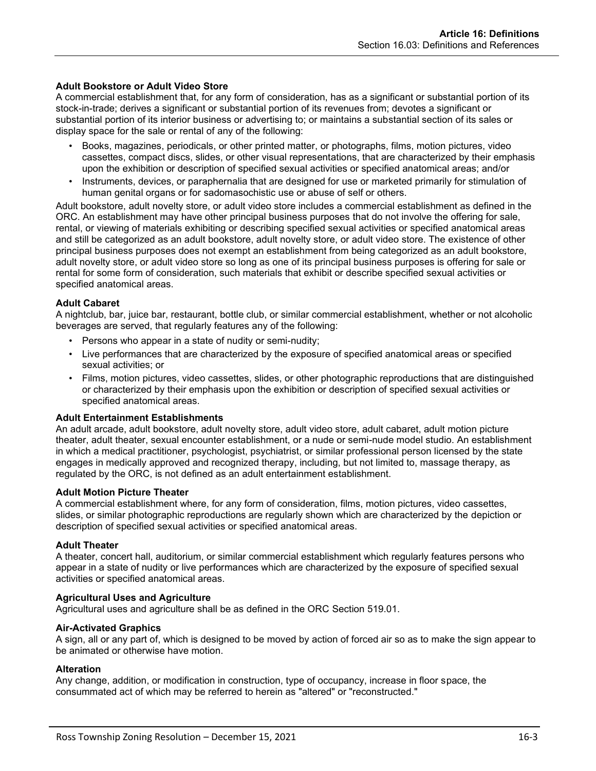### Adult Bookstore or Adult Video Store

A commercial establishment that, for any form of consideration, has as a significant or substantial portion of its stock-in-trade; derives a significant or substantial portion of its revenues from; devotes a significant or substantial portion of its interior business or advertising to; or maintains a substantial section of its sales or display space for the sale or rental of any of the following:

- Books, magazines, periodicals, or other printed matter, or photographs, films, motion pictures, video cassettes, compact discs, slides, or other visual representations, that are characterized by their emphasis upon the exhibition or description of specified sexual activities or specified anatomical areas; and/or
- Instruments, devices, or paraphernalia that are designed for use or marketed primarily for stimulation of human genital organs or for sadomasochistic use or abuse of self or others.

Adult bookstore, adult novelty store, or adult video store includes a commercial establishment as defined in the ORC. An establishment may have other principal business purposes that do not involve the offering for sale, rental, or viewing of materials exhibiting or describing specified sexual activities or specified anatomical areas and still be categorized as an adult bookstore, adult novelty store, or adult video store. The existence of other principal business purposes does not exempt an establishment from being categorized as an adult bookstore, adult novelty store, or adult video store so long as one of its principal business purposes is offering for sale or rental for some form of consideration, such materials that exhibit or describe specified sexual activities or specified anatomical areas.

### Adult Cabaret

A nightclub, bar, juice bar, restaurant, bottle club, or similar commercial establishment, whether or not alcoholic beverages are served, that regularly features any of the following:

- Persons who appear in a state of nudity or semi-nudity;
- Live performances that are characterized by the exposure of specified anatomical areas or specified sexual activities; or
- Films, motion pictures, video cassettes, slides, or other photographic reproductions that are distinguished or characterized by their emphasis upon the exhibition or description of specified sexual activities or specified anatomical areas.

### Adult Entertainment Establishments

An adult arcade, adult bookstore, adult novelty store, adult video store, adult cabaret, adult motion picture theater, adult theater, sexual encounter establishment, or a nude or semi-nude model studio. An establishment in which a medical practitioner, psychologist, psychiatrist, or similar professional person licensed by the state engages in medically approved and recognized therapy, including, but not limited to, massage therapy, as regulated by the ORC, is not defined as an adult entertainment establishment.

### Adult Motion Picture Theater

A commercial establishment where, for any form of consideration, films, motion pictures, video cassettes, slides, or similar photographic reproductions are regularly shown which are characterized by the depiction or description of specified sexual activities or specified anatomical areas.

### Adult Theater

A theater, concert hall, auditorium, or similar commercial establishment which regularly features persons who appear in a state of nudity or live performances which are characterized by the exposure of specified sexual activities or specified anatomical areas.

### Agricultural Uses and Agriculture

Agricultural uses and agriculture shall be as defined in the ORC Section 519.01.

### Air-Activated Graphics

A sign, all or any part of, which is designed to be moved by action of forced air so as to make the sign appear to be animated or otherwise have motion.

### Alteration

Any change, addition, or modification in construction, type of occupancy, increase in floor space, the consummated act of which may be referred to herein as "altered" or "reconstructed."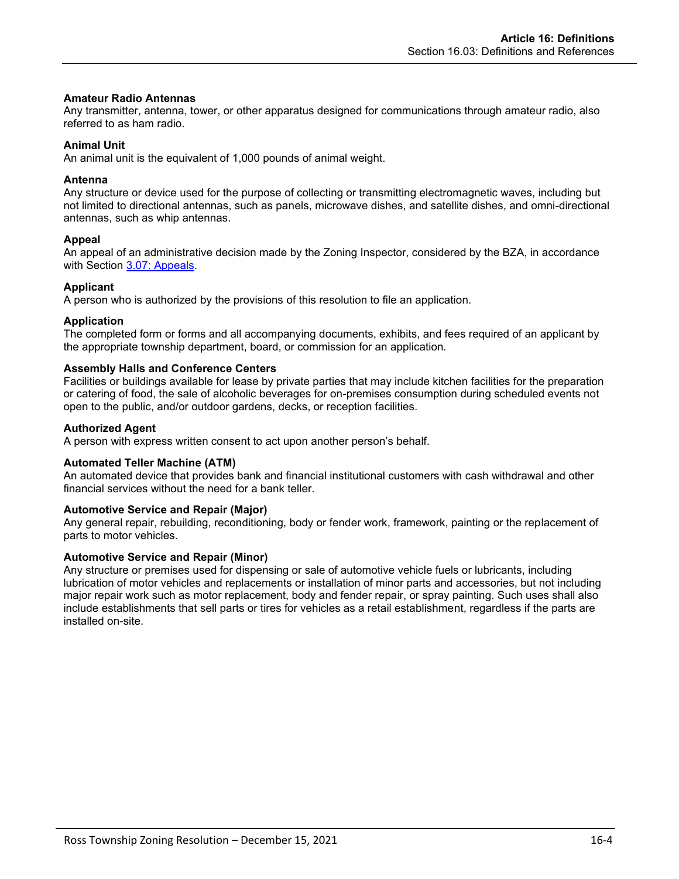**Amateur Radio Antennas**
Any transmitter, antenna, tower, or other apparatus designed for communications through amateur radio, also referred to as ham radio.

**Animal Unit**
An animal unit is the equivalent of 1,000 pounds of animal weight.

**Antenna**
Any structure or device used for the purpose of collecting or transmitting electromagnetic waves, including but not limited to directional antennas, such as panels, microwave dishes, and satellite dishes, and omni-directional antennas, such as whip antennas.

**Appeal**
An appeal of an administrative decision made by the Zoning Inspector, considered by the BZA, in accordance with Section 3.07: Appeals.

**Applicant**
A person who is authorized by the provisions of this resolution to file an application.

**Application**
The completed form or forms and all accompanying documents, exhibits, and fees required of an applicant by the appropriate township department, board, or commission for an application.

**Assembly Halls and Conference Centers**
Facilities or buildings available for lease by private parties that may include kitchen facilities for the preparation or catering of food, the sale of alcoholic beverages for on-premises consumption during scheduled events not open to the public, and/or outdoor gardens, decks, or reception facilities.

**Authorized Agent**
A person with express written consent to act upon another person's behalf.

**Automated Teller Machine (ATM)**
An automated device that provides bank and financial institutional customers with cash withdrawal and other financial services without the need for a bank teller.

**Automotive Service and Repair (Major)**
Any general repair, rebuilding, reconditioning, body or fender work, framework, painting or the replacement of parts to motor vehicles.

**Automotive Service and Repair (Minor)**
Any structure or premises used for dispensing or sale of automotive vehicle fuels or lubricants, including lubrication of motor vehicles and replacements or installation of minor parts and accessories, but not including major repair work such as motor replacement, body and fender repair, or spray painting. Such uses shall also include establishments that sell parts or tires for vehicles as a retail establishment, regardless if the parts are installed on-site.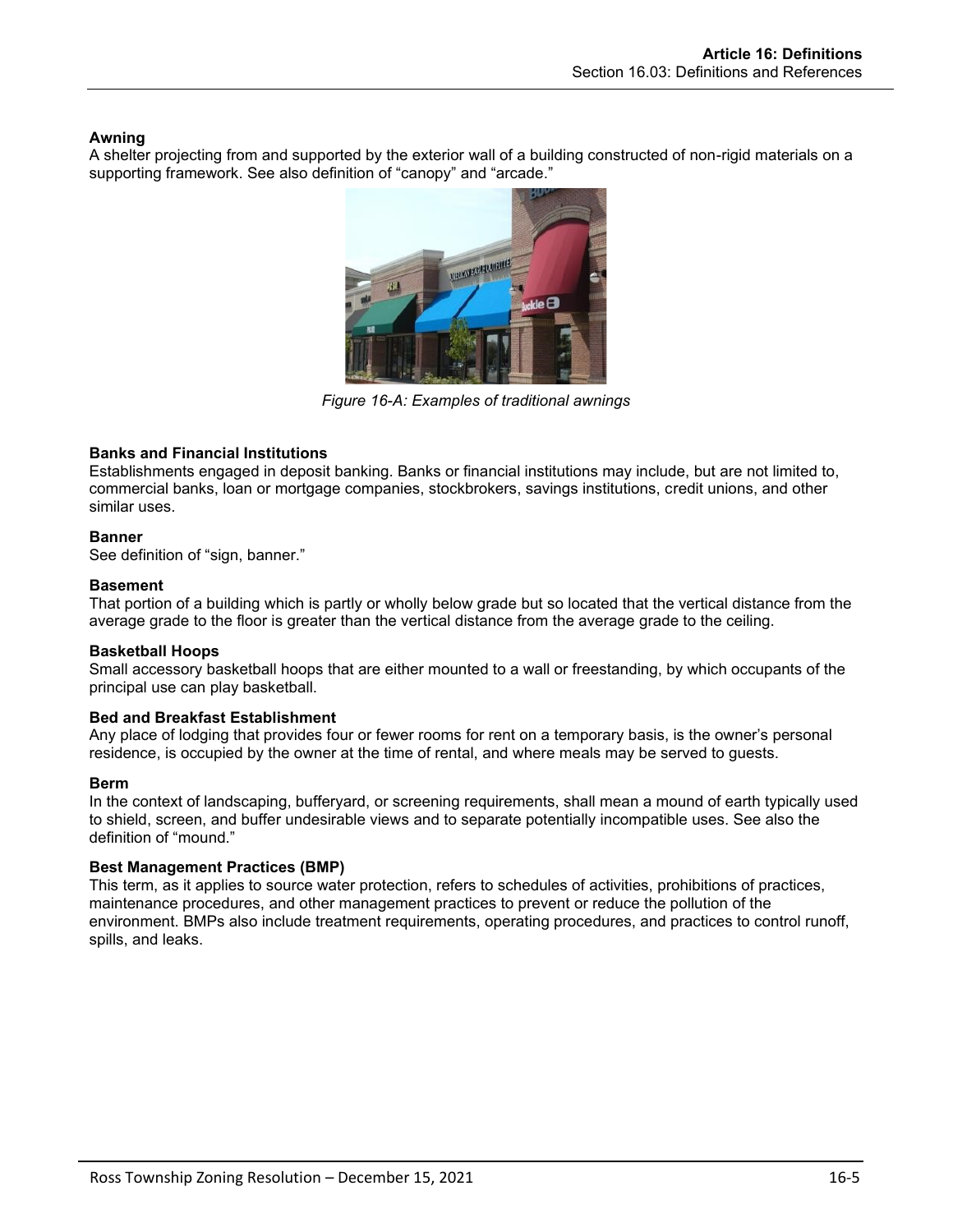**Awning**

A shelter projecting from and supported by the exterior wall of a building constructed of non-rigid materials on a supporting framework. See also definition of "canopy" and "arcade."

*Figure 16-A: Examples of traditional awnings*

**Banks and Financial Institutions**

Establishments engaged in deposit banking. Banks or financial institutions may include, but are not limited to, commercial banks, loan or mortgage companies, stockbrokers, savings institutions, credit unions, and other similar uses.

**Banner**

See definition of "sign, banner."

**Basement**

That portion of a building which is partly or wholly below grade but so located that the vertical distance from the average grade to the floor is greater than the vertical distance from the average grade to the ceiling.

**Basketball Hoops**

Small accessory basketball hoops that are either mounted to a wall or freestanding, by which occupants of the principal use can play basketball.

**Bed and Breakfast Establishment**

Any place of lodging that provides four or fewer rooms for rent on a temporary basis, is the owner's personal residence, is occupied by the owner at the time of rental, and where meals may be served to guests.

**Berm**

In the context of landscaping, bufferyard, or screening requirements, shall mean a mound of earth typically used to shield, screen, and buffer undesirable views and to separate potentially incompatible uses. See also the definition of "mound."

**Best Management Practices (BMP)**

This term, as it applies to source water protection, refers to schedules of activities, prohibitions of practices, maintenance procedures, and other management practices to prevent or reduce the pollution of the environment. BMPs also include treatment requirements, operating procedures, and practices to control runoff, spills, and leaks.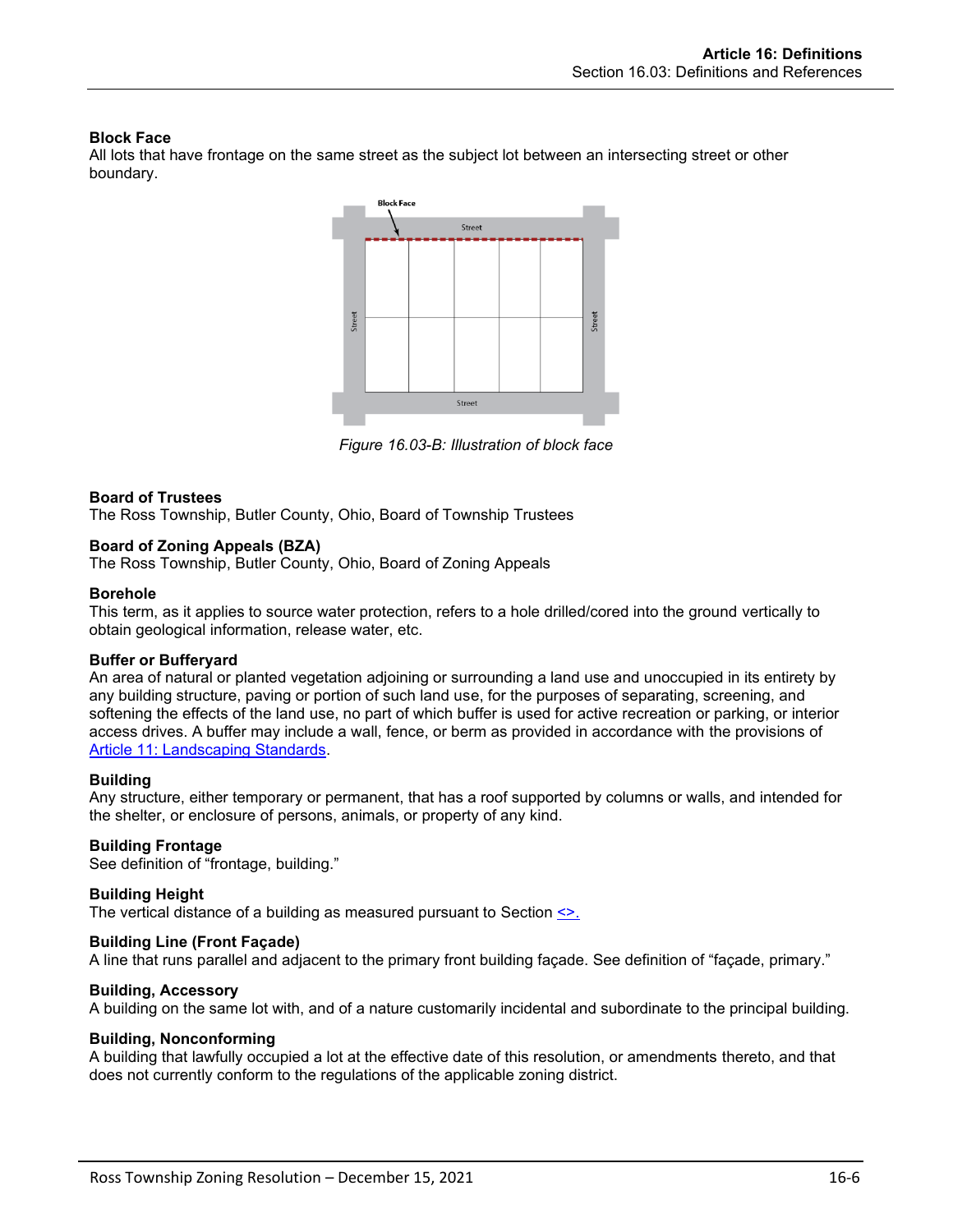**Block Face**
All lots that have frontage on the same street as the subject lot between an intersecting street or other boundary.

*Figure 16.03-B: Illustration of block face*

**Board of Trustees**
The Ross Township, Butler County, Ohio, Board of Township Trustees

**Board of Zoning Appeals (BZA)**
The Ross Township, Butler County, Ohio, Board of Zoning Appeals

**Borehole**
This term, as it applies to source water protection, refers to a hole drilled/cored into the ground vertically to obtain geological information, release water, etc.

**Buffer or Bufferyard**
An area of natural or planted vegetation adjoining or surrounding a land use and unoccupied in its entirety by any building structure, paving or portion of such land use, for the purposes of separating, screening, and softening the effects of the land use, no part of which buffer is used for active recreation or parking, or interior access drives. A buffer may include a wall, fence, or berm as provided in accordance with the provisions of Article 11: Landscaping Standards.

**Building**
Any structure, either temporary or permanent, that has a roof supported by columns or walls, and intended for the shelter, or enclosure of persons, animals, or property of any kind.

**Building Frontage**
See definition of "frontage, building."

**Building Height**
The vertical distance of a building as measured pursuant to Section <>.

**Building Line (Front Façade)**
A line that runs parallel and adjacent to the primary front building façade. See definition of "façade, primary."

**Building, Accessory**
A building on the same lot with, and of a nature customarily incidental and subordinate to the principal building.

**Building, Nonconforming**
A building that lawfully occupied a lot at the effective date of this resolution, or amendments thereto, and that does not currently conform to the regulations of the applicable zoning district.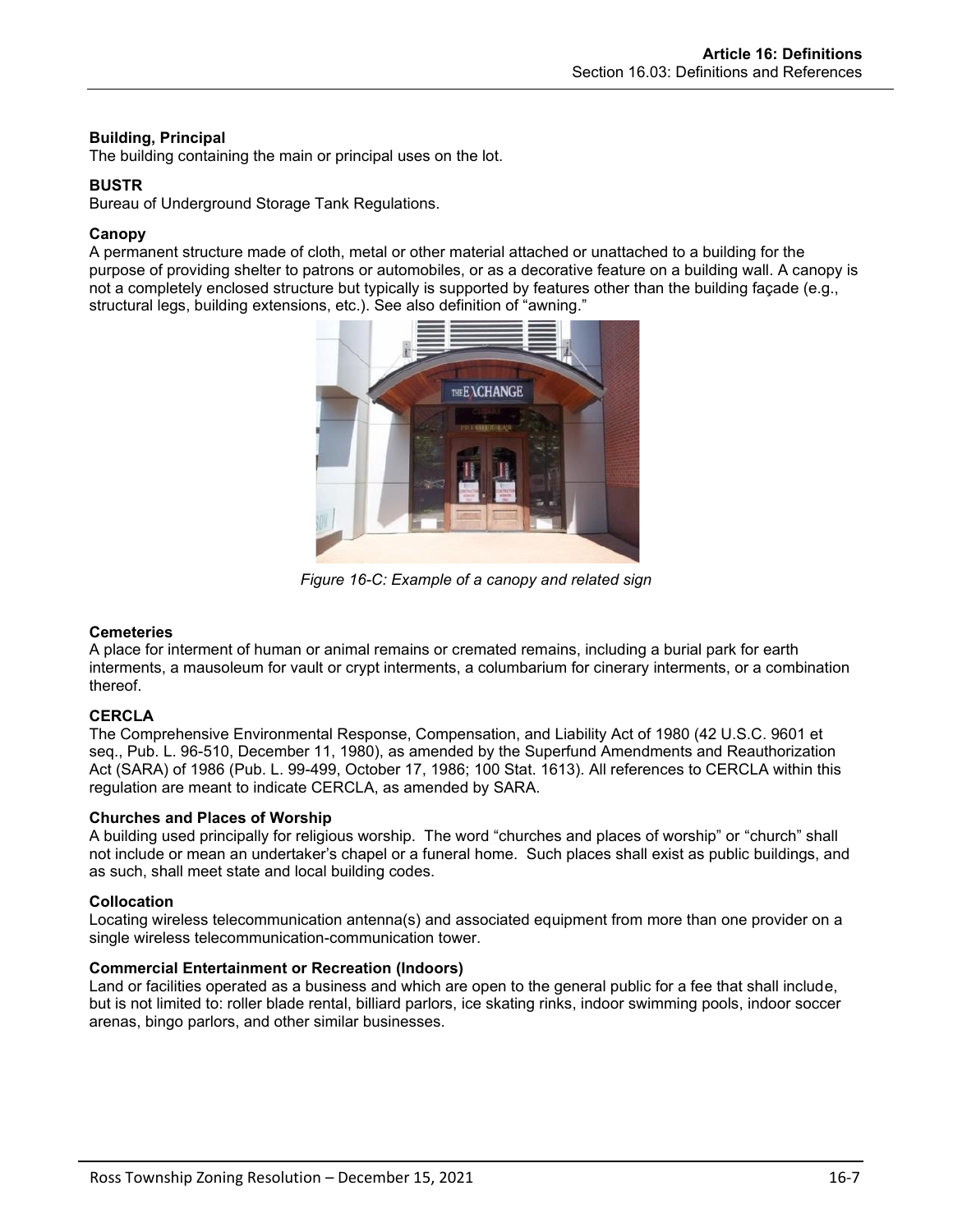**Building, Principal**
The building containing the main or principal uses on the lot.

**BUSTR**
Bureau of Underground Storage Tank Regulations.

**Canopy**
A permanent structure made of cloth, metal or other material attached or unattached to a building for the purpose of providing shelter to patrons or automobiles, or as a decorative feature on a building wall. A canopy is not a completely enclosed structure but typically is supported by features other than the building façade (e.g., structural legs, building extensions, etc.). See also definition of "awning."

*Figure 16-C: Example of a canopy and related sign*

**Cemeteries**
A place for interment of human or animal remains or cremated remains, including a burial park for earth interments, a mausoleum for vault or crypt interments, a columbarium for cinerary interments, or a combination thereof.

**CERCLA**
The Comprehensive Environmental Response, Compensation, and Liability Act of 1980 (42 U.S.C. 9601 et seq., Pub. L. 96-510, December 11, 1980), as amended by the Superfund Amendments and Reauthorization Act (SARA) of 1986 (Pub. L. 99-499, October 17, 1986; 100 Stat. 1613). All references to CERCLA within this regulation are meant to indicate CERCLA, as amended by SARA.

**Churches and Places of Worship**
A building used principally for religious worship. The word "churches and places of worship" or "church" shall not include or mean an undertaker's chapel or a funeral home. Such places shall exist as public buildings, and as such, shall meet state and local building codes.

**Collocation**
Locating wireless telecommunication antenna(s) and associated equipment from more than one provider on a single wireless telecommunication-communication tower.

**Commercial Entertainment or Recreation (Indoors)**
Land or facilities operated as a business and which are open to the general public for a fee that shall include, but is not limited to: roller blade rental, billiard parlors, ice skating rinks, indoor swimming pools, indoor soccer arenas, bingo parlors, and other similar businesses.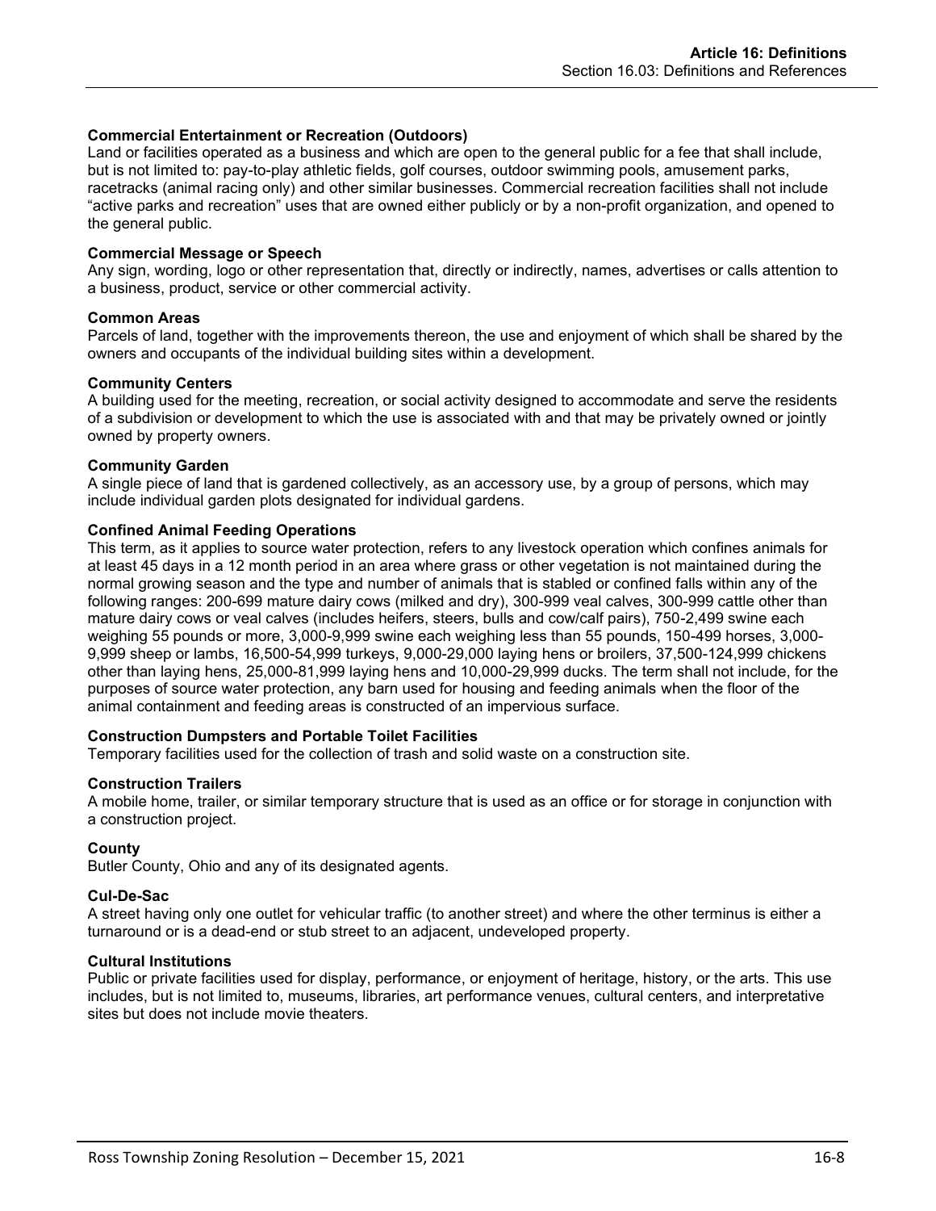**Commercial Entertainment or Recreation (Outdoors)**
Land or facilities operated as a business and which are open to the general public for a fee that shall include, but is not limited to: pay-to-play athletic fields, golf courses, outdoor swimming pools, amusement parks, racetracks (animal racing only) and other similar businesses. Commercial recreation facilities shall not include "active parks and recreation" uses that are owned either publicly or by a non-profit organization, and opened to the general public.

**Commercial Message or Speech**
Any sign, wording, logo or other representation that, directly or indirectly, names, advertises or calls attention to a business, product, service or other commercial activity.

**Common Areas**
Parcels of land, together with the improvements thereon, the use and enjoyment of which shall be shared by the owners and occupants of the individual building sites within a development.

**Community Centers**
A building used for the meeting, recreation, or social activity designed to accommodate and serve the residents of a subdivision or development to which the use is associated with and that may be privately owned or jointly owned by property owners.

**Community Garden**
A single piece of land that is gardened collectively, as an accessory use, by a group of persons, which may include individual garden plots designated for individual gardens.

**Confined Animal Feeding Operations**
This term, as it applies to source water protection, refers to any livestock operation which confines animals for at least 45 days in a 12 month period in an area where grass or other vegetation is not maintained during the normal growing season and the type and number of animals that is stabled or confined falls within any of the following ranges: 200-699 mature dairy cows (milked and dry), 300-999 veal calves, 300-999 cattle other than mature dairy cows or veal calves (includes heifers, steers, bulls and cow/calf pairs), 750-2,499 swine each weighing 55 pounds or more, 3,000-9,999 swine each weighing less than 55 pounds, 150-499 horses, 3,000-9,999 sheep or lambs, 16,500-54,999 turkeys, 9,000-29,000 laying hens or broilers, 37,500-124,999 chickens other than laying hens, 25,000-81,999 laying hens and 10,000-29,999 ducks. The term shall not include, for the purposes of source water protection, any barn used for housing and feeding animals when the floor of the animal containment and feeding areas is constructed of an impervious surface.

**Construction Dumpsters and Portable Toilet Facilities**
Temporary facilities used for the collection of trash and solid waste on a construction site.

**Construction Trailers**
A mobile home, trailer, or similar temporary structure that is used as an office or for storage in conjunction with a construction project.

**County**
Butler County, Ohio and any of its designated agents.

**Cul-De-Sac**
A street having only one outlet for vehicular traffic (to another street) and where the other terminus is either a turnaround or is a dead-end or stub street to an adjacent, undeveloped property.

**Cultural Institutions**
Public or private facilities used for display, performance, or enjoyment of heritage, history, or the arts. This use includes, but is not limited to, museums, libraries, art performance venues, cultural centers, and interpretative sites but does not include movie theaters.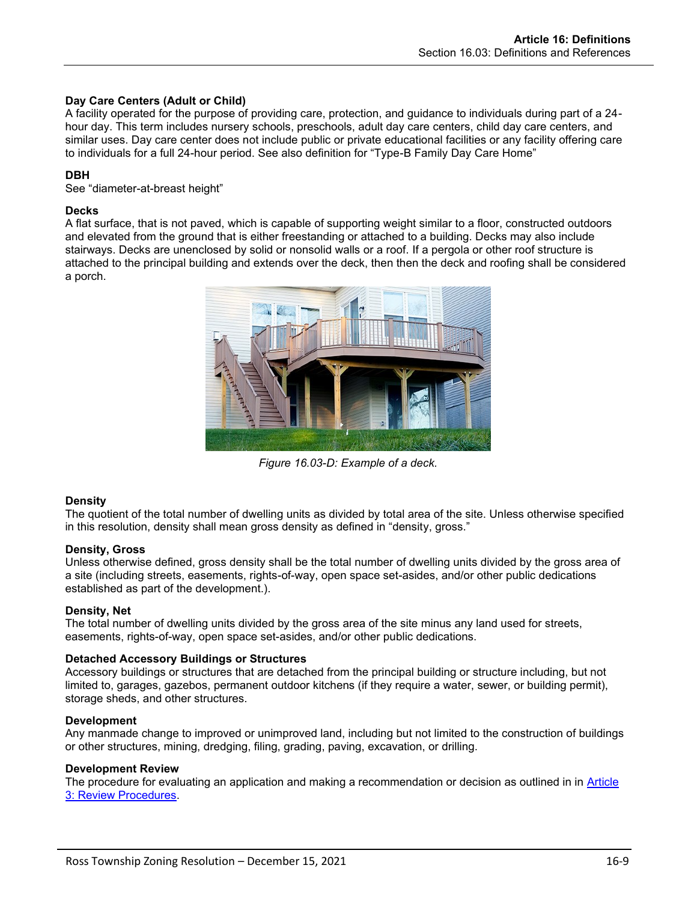### Day Care Centers (Adult or Child)

A facility operated for the purpose of providing care, protection, and guidance to individuals during part of a 24-hour day. This term includes nursery schools, preschools, adult day care centers, child day care centers, and similar uses. Day care center does not include public or private educational facilities or any facility offering care to individuals for a full 24-hour period. See also definition for "Type-B Family Day Care Home"

### DBH

See "diameter-at-breast height"

### Decks

A flat surface, that is not paved, which is capable of supporting weight similar to a floor, constructed outdoors and elevated from the ground that is either freestanding or attached to a building. Decks may also include stairways. Decks are unenclosed by solid or nonsolid walls or a roof. If a pergola or other roof structure is attached to the principal building and extends over the deck, then then the deck and roofing shall be considered a porch.

*Figure 16.03-D: Example of a deck.*

### Density

The quotient of the total number of dwelling units as divided by total area of the site. Unless otherwise specified in this resolution, density shall mean gross density as defined in "density, gross."

### Density, Gross

Unless otherwise defined, gross density shall be the total number of dwelling units divided by the gross area of a site (including streets, easements, rights-of-way, open space set-asides, and/or other public dedications established as part of the development.).

### Density, Net

The total number of dwelling units divided by the gross area of the site minus any land used for streets, easements, rights-of-way, open space set-asides, and/or other public dedications.

### Detached Accessory Buildings or Structures

Accessory buildings or structures that are detached from the principal building or structure including, but not limited to, garages, gazebos, permanent outdoor kitchens (if they require a water, sewer, or building permit), storage sheds, and other structures.

### Development

Any manmade change to improved or unimproved land, including but not limited to the construction of buildings or other structures, mining, dredging, filing, grading, paving, excavation, or drilling.

### Development Review

The procedure for evaluating an application and making a recommendation or decision as outlined in in [Article 3: Review Procedures](#).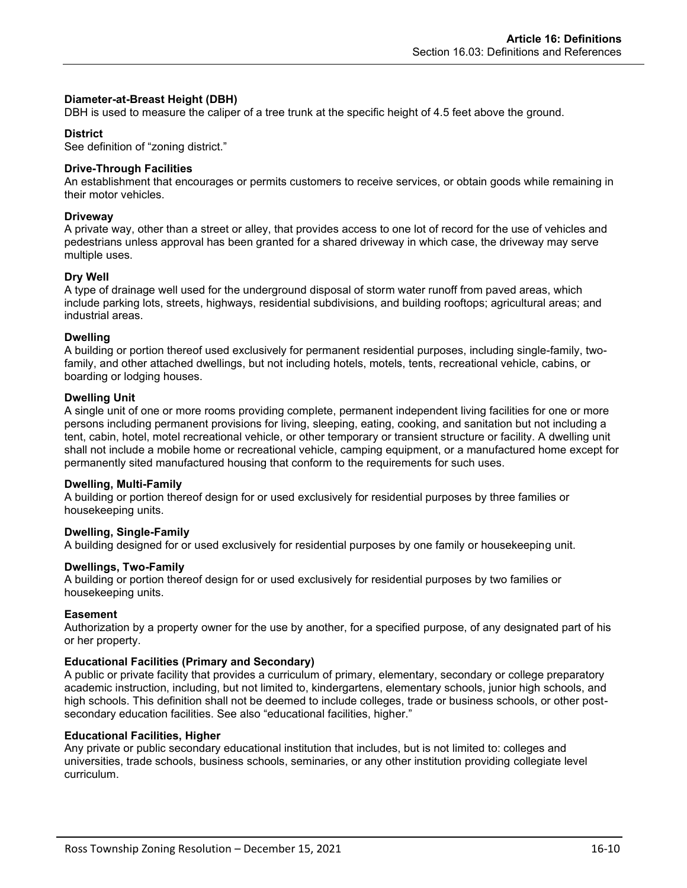**Diameter-at-Breast Height (DBH)**
DBH is used to measure the caliper of a tree trunk at the specific height of 4.5 feet above the ground.

**District**
See definition of "zoning district."

**Drive-Through Facilities**
An establishment that encourages or permits customers to receive services, or obtain goods while remaining in their motor vehicles.

**Driveway**
A private way, other than a street or alley, that provides access to one lot of record for the use of vehicles and pedestrians unless approval has been granted for a shared driveway in which case, the driveway may serve multiple uses.

**Dry Well**
A type of drainage well used for the underground disposal of storm water runoff from paved areas, which include parking lots, streets, highways, residential subdivisions, and building rooftops; agricultural areas; and industrial areas.

**Dwelling**
A building or portion thereof used exclusively for permanent residential purposes, including single-family, two-family, and other attached dwellings, but not including hotels, motels, tents, recreational vehicle, cabins, or boarding or lodging houses.

**Dwelling Unit**
A single unit of one or more rooms providing complete, permanent independent living facilities for one or more persons including permanent provisions for living, sleeping, eating, cooking, and sanitation but not including a tent, cabin, hotel, motel recreational vehicle, or other temporary or transient structure or facility. A dwelling unit shall not include a mobile home or recreational vehicle, camping equipment, or a manufactured home except for permanently sited manufactured housing that conform to the requirements for such uses.

**Dwelling, Multi-Family**
A building or portion thereof design for or used exclusively for residential purposes by three families or housekeeping units.

**Dwelling, Single-Family**
A building designed for or used exclusively for residential purposes by one family or housekeeping unit.

**Dwellings, Two-Family**
A building or portion thereof design for or used exclusively for residential purposes by two families or housekeeping units.

**Easement**
Authorization by a property owner for the use by another, for a specified purpose, of any designated part of his or her property.

**Educational Facilities (Primary and Secondary)**
A public or private facility that provides a curriculum of primary, elementary, secondary or college preparatory academic instruction, including, but not limited to, kindergartens, elementary schools, junior high schools, and high schools. This definition shall not be deemed to include colleges, trade or business schools, or other post-secondary education facilities. See also "educational facilities, higher."

**Educational Facilities, Higher**
Any private or public secondary educational institution that includes, but is not limited to: colleges and universities, trade schools, business schools, seminaries, or any other institution providing collegiate level curriculum.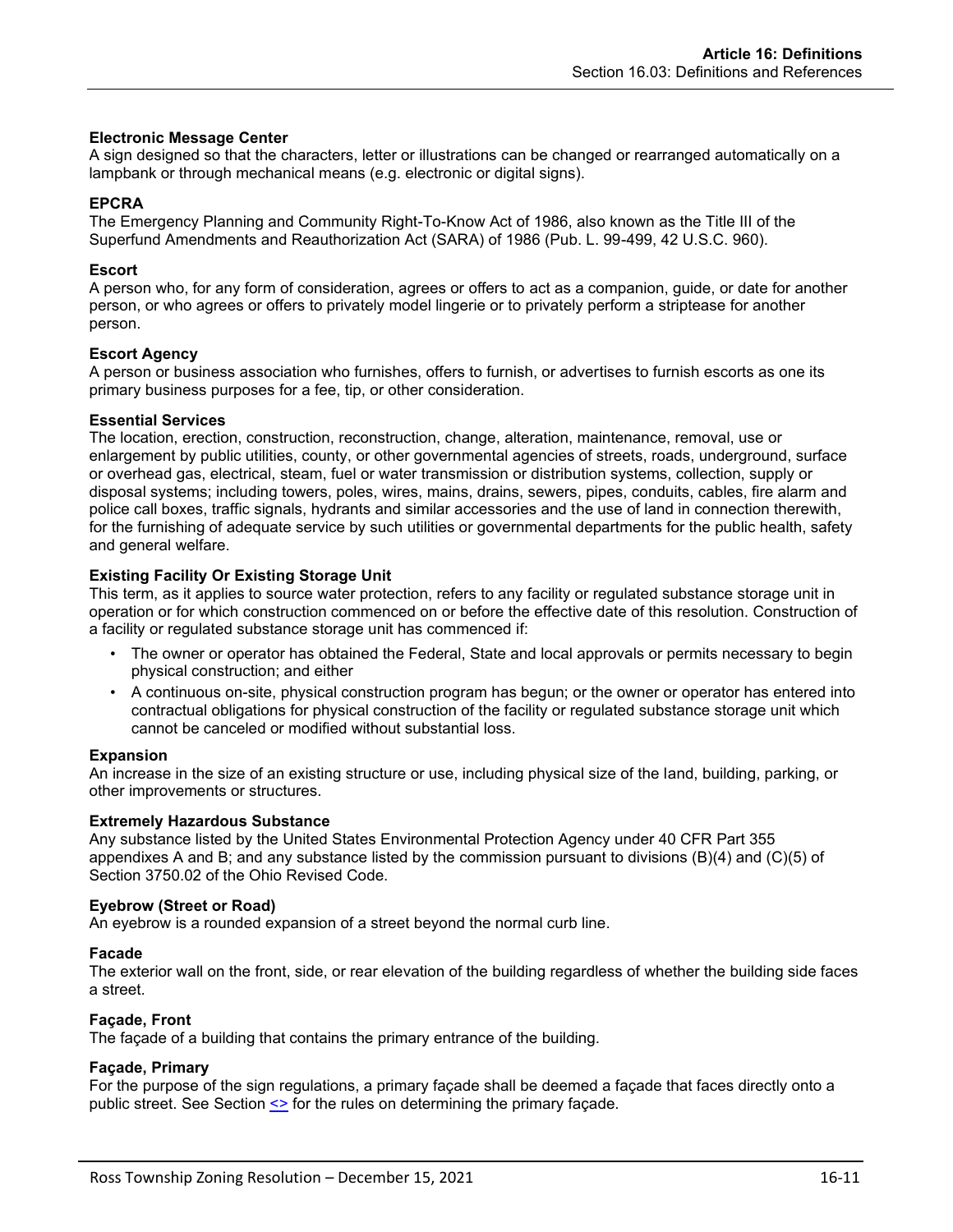### Electronic Message Center

A sign designed so that the characters, letter or illustrations can be changed or rearranged automatically on a lampbank or through mechanical means (e.g. electronic or digital signs).

### EPCRA

The Emergency Planning and Community Right-To-Know Act of 1986, also known as the Title III of the Superfund Amendments and Reauthorization Act (SARA) of 1986 (Pub. L. 99-499, 42 U.S.C. 960).

### Escort

A person who, for any form of consideration, agrees or offers to act as a companion, guide, or date for another person, or who agrees or offers to privately model lingerie or to privately perform a striptease for another person.

### Escort Agency

A person or business association who furnishes, offers to furnish, or advertises to furnish escorts as one its primary business purposes for a fee, tip, or other consideration.

### Essential Services

The location, erection, construction, reconstruction, change, alteration, maintenance, removal, use or enlargement by public utilities, county, or other governmental agencies of streets, roads, underground, surface or overhead gas, electrical, steam, fuel or water transmission or distribution systems, collection, supply or disposal systems; including towers, poles, wires, mains, drains, sewers, pipes, conduits, cables, fire alarm and police call boxes, traffic signals, hydrants and similar accessories and the use of land in connection therewith, for the furnishing of adequate service by such utilities or governmental departments for the public health, safety and general welfare.

### Existing Facility Or Existing Storage Unit

This term, as it applies to source water protection, refers to any facility or regulated substance storage unit in operation or for which construction commenced on or before the effective date of this resolution. Construction of a facility or regulated substance storage unit has commenced if:

- The owner or operator has obtained the Federal, State and local approvals or permits necessary to begin physical construction; and either
- A continuous on-site, physical construction program has begun; or the owner or operator has entered into contractual obligations for physical construction of the facility or regulated substance storage unit which cannot be canceled or modified without substantial loss.

### Expansion

An increase in the size of an existing structure or use, including physical size of the land, building, parking, or other improvements or structures.

### Extremely Hazardous Substance

Any substance listed by the United States Environmental Protection Agency under 40 CFR Part 355 appendixes A and B; and any substance listed by the commission pursuant to divisions (B)(4) and (C)(5) of Section 3750.02 of the Ohio Revised Code.

### Eyebrow (Street or Road)

An eyebrow is a rounded expansion of a street beyond the normal curb line.

### Facade

The exterior wall on the front, side, or rear elevation of the building regardless of whether the building side faces a street.

### Façade, Front

The façade of a building that contains the primary entrance of the building.

### Façade, Primary

For the purpose of the sign regulations, a primary façade shall be deemed a façade that faces directly onto a public street. See Section <> for the rules on determining the primary façade.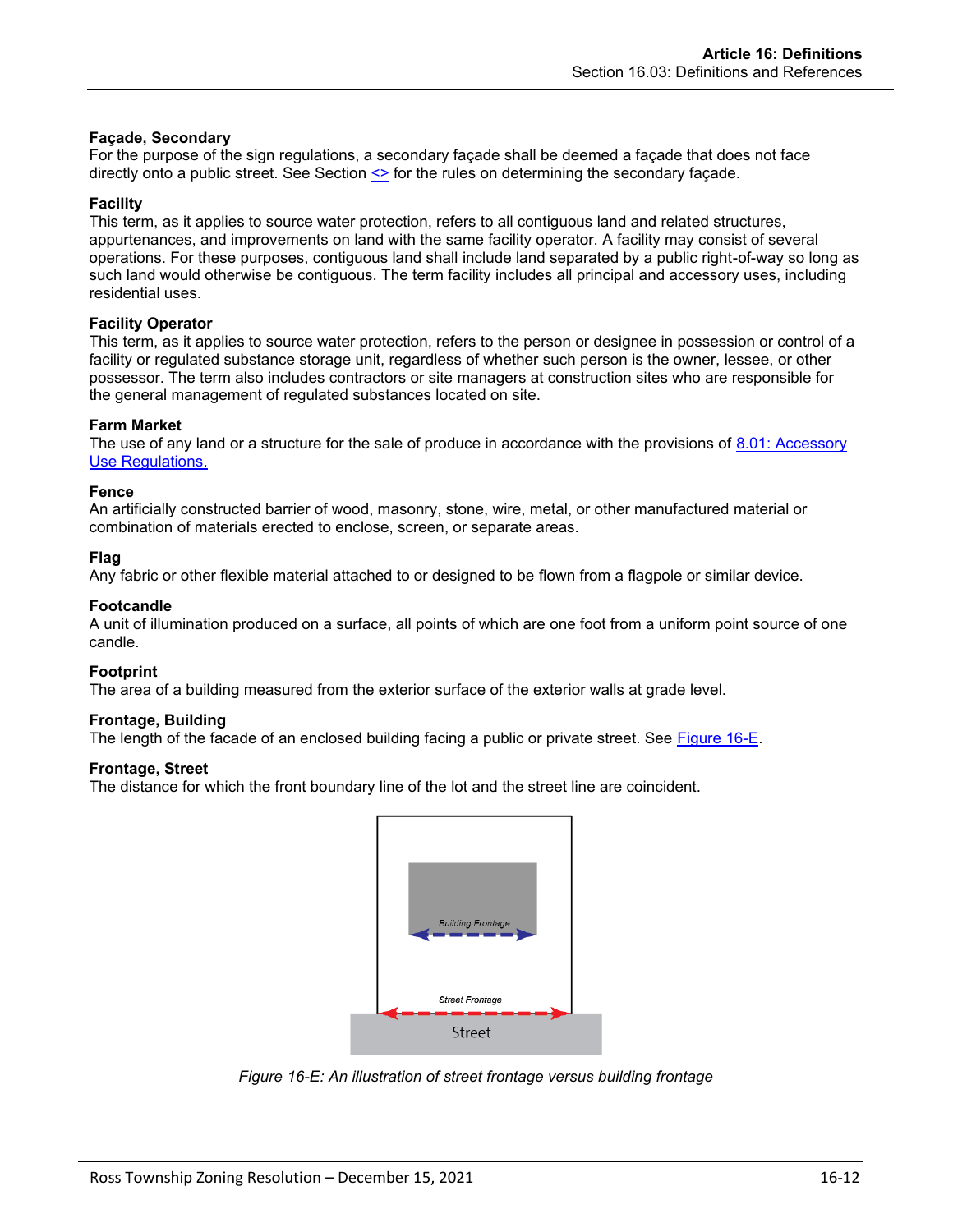**Façade, Secondary**
For the purpose of the sign regulations, a secondary façade shall be deemed a façade that does not face directly onto a public street. See Section <> for the rules on determining the secondary façade.

**Facility**
This term, as it applies to source water protection, refers to all contiguous land and related structures, appurtenances, and improvements on land with the same facility operator. A facility may consist of several operations. For these purposes, contiguous land shall include land separated by a public right-of-way so long as such land would otherwise be contiguous. The term facility includes all principal and accessory uses, including residential uses.

**Facility Operator**
This term, as it applies to source water protection, refers to the person or designee in possession or control of a facility or regulated substance storage unit, regardless of whether such person is the owner, lessee, or other possessor. The term also includes contractors or site managers at construction sites who are responsible for the general management of regulated substances located on site.

**Farm Market**
The use of any land or a structure for the sale of produce in accordance with the provisions of 8.01: Accessory Use Regulations.

**Fence**
An artificially constructed barrier of wood, masonry, stone, wire, metal, or other manufactured material or combination of materials erected to enclose, screen, or separate areas.

**Flag**
Any fabric or other flexible material attached to or designed to be flown from a flagpole or similar device.

**Footcandle**
A unit of illumination produced on a surface, all points of which are one foot from a uniform point source of one candle.

**Footprint**
The area of a building measured from the exterior surface of the exterior walls at grade level.

**Frontage, Building**
The length of the facade of an enclosed building facing a public or private street. See Figure 16-E.

**Frontage, Street**
The distance for which the front boundary line of the lot and the street line are coincident.

Building Frontage

Street Frontage

Street

*Figure 16-E: An illustration of street frontage versus building frontage*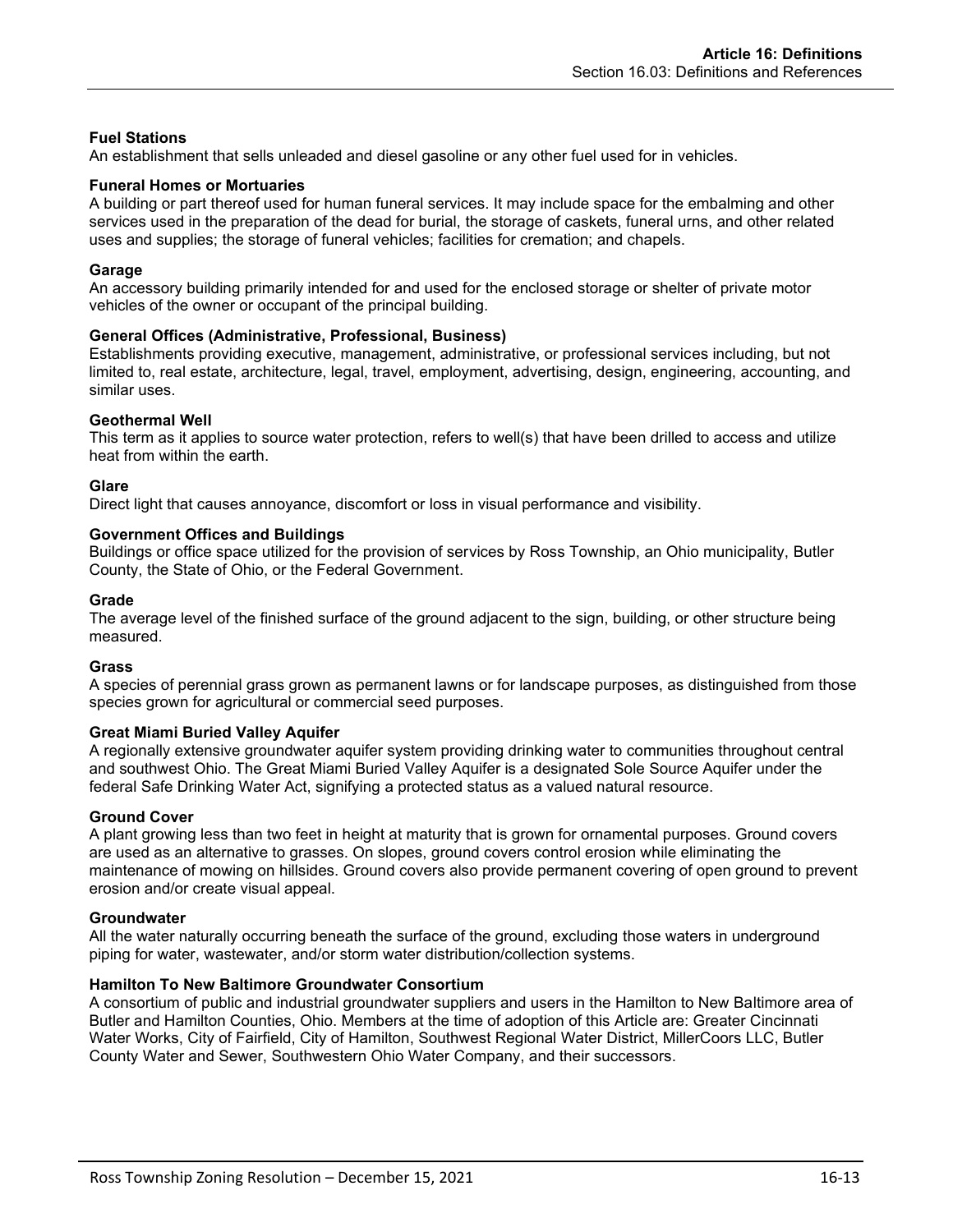**Fuel Stations**

An establishment that sells unleaded and diesel gasoline or any other fuel used for in vehicles.

**Funeral Homes or Mortuaries**

A building or part thereof used for human funeral services. It may include space for the embalming and other services used in the preparation of the dead for burial, the storage of caskets, funeral urns, and other related uses and supplies; the storage of funeral vehicles; facilities for cremation; and chapels.

**Garage**

An accessory building primarily intended for and used for the enclosed storage or shelter of private motor vehicles of the owner or occupant of the principal building.

**General Offices (Administrative, Professional, Business)**

Establishments providing executive, management, administrative, or professional services including, but not limited to, real estate, architecture, legal, travel, employment, advertising, design, engineering, accounting, and similar uses.

**Geothermal Well**

This term as it applies to source water protection, refers to well(s) that have been drilled to access and utilize heat from within the earth.

**Glare**

Direct light that causes annoyance, discomfort or loss in visual performance and visibility.

**Government Offices and Buildings**

Buildings or office space utilized for the provision of services by Ross Township, an Ohio municipality, Butler County, the State of Ohio, or the Federal Government.

**Grade**

The average level of the finished surface of the ground adjacent to the sign, building, or other structure being measured.

**Grass**

A species of perennial grass grown as permanent lawns or for landscape purposes, as distinguished from those species grown for agricultural or commercial seed purposes.

**Great Miami Buried Valley Aquifer**

A regionally extensive groundwater aquifer system providing drinking water to communities throughout central and southwest Ohio. The Great Miami Buried Valley Aquifer is a designated Sole Source Aquifer under the federal Safe Drinking Water Act, signifying a protected status as a valued natural resource.

**Ground Cover**

A plant growing less than two feet in height at maturity that is grown for ornamental purposes. Ground covers are used as an alternative to grasses. On slopes, ground covers control erosion while eliminating the maintenance of mowing on hillsides. Ground covers also provide permanent covering of open ground to prevent erosion and/or create visual appeal.

**Groundwater**

All the water naturally occurring beneath the surface of the ground, excluding those waters in underground piping for water, wastewater, and/or storm water distribution/collection systems.

**Hamilton To New Baltimore Groundwater Consortium**

A consortium of public and industrial groundwater suppliers and users in the Hamilton to New Baltimore area of Butler and Hamilton Counties, Ohio. Members at the time of adoption of this Article are: Greater Cincinnati Water Works, City of Fairfield, City of Hamilton, Southwest Regional Water District, MillerCoors LLC, Butler County Water and Sewer, Southwestern Ohio Water Company, and their successors.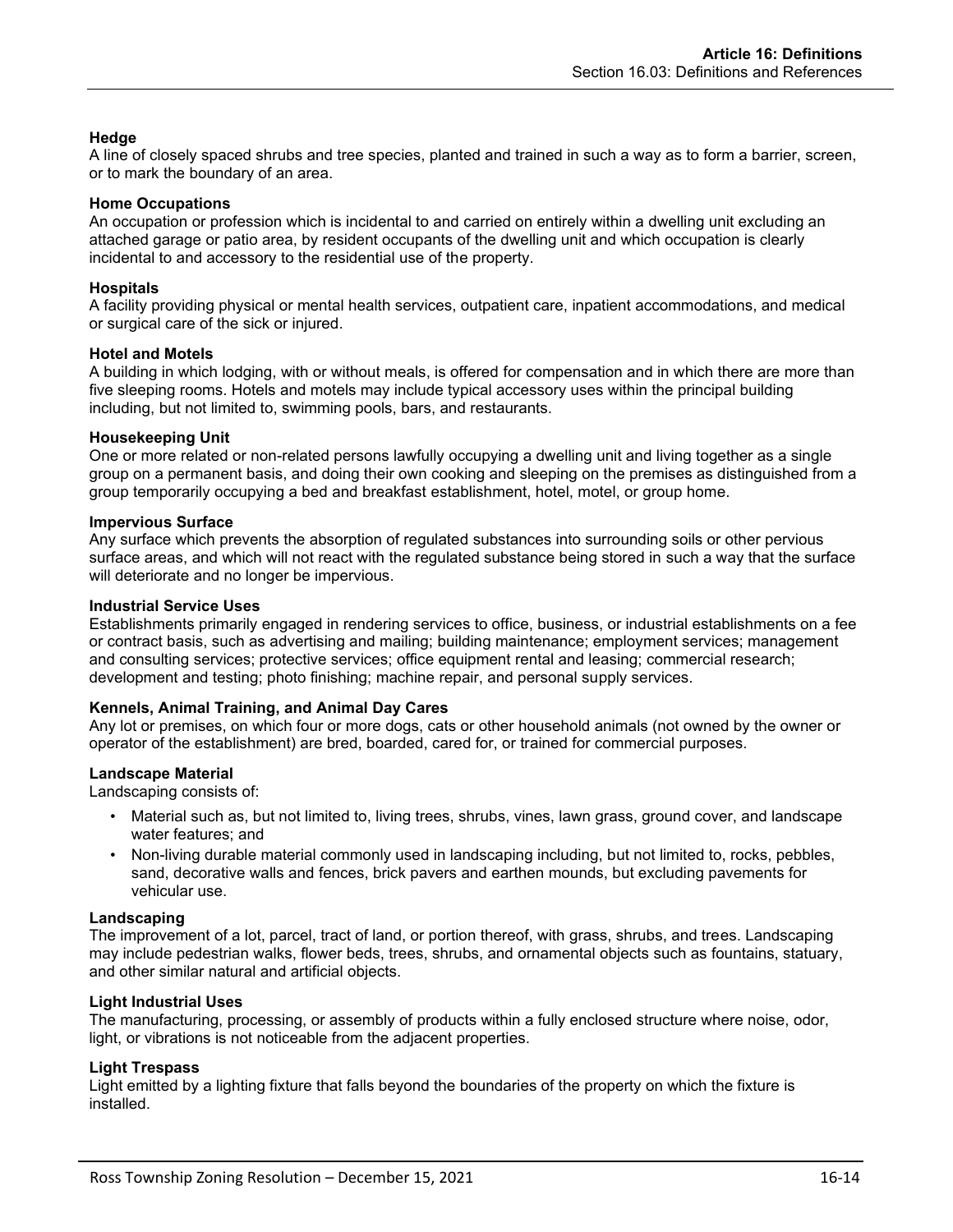**Hedge**
A line of closely spaced shrubs and tree species, planted and trained in such a way as to form a barrier, screen, or to mark the boundary of an area.

**Home Occupations**
An occupation or profession which is incidental to and carried on entirely within a dwelling unit excluding an attached garage or patio area, by resident occupants of the dwelling unit and which occupation is clearly incidental to and accessory to the residential use of the property.

**Hospitals**
A facility providing physical or mental health services, outpatient care, inpatient accommodations, and medical or surgical care of the sick or injured.

**Hotel and Motels**
A building in which lodging, with or without meals, is offered for compensation and in which there are more than five sleeping rooms. Hotels and motels may include typical accessory uses within the principal building including, but not limited to, swimming pools, bars, and restaurants.

**Housekeeping Unit**
One or more related or non-related persons lawfully occupying a dwelling unit and living together as a single group on a permanent basis, and doing their own cooking and sleeping on the premises as distinguished from a group temporarily occupying a bed and breakfast establishment, hotel, motel, or group home.

**Impervious Surface**
Any surface which prevents the absorption of regulated substances into surrounding soils or other pervious surface areas, and which will not react with the regulated substance being stored in such a way that the surface will deteriorate and no longer be impervious.

**Industrial Service Uses**
Establishments primarily engaged in rendering services to office, business, or industrial establishments on a fee or contract basis, such as advertising and mailing; building maintenance; employment services; management and consulting services; protective services; office equipment rental and leasing; commercial research; development and testing; photo finishing; machine repair, and personal supply services.

**Kennels, Animal Training, and Animal Day Cares**
Any lot or premises, on which four or more dogs, cats or other household animals (not owned by the owner or operator of the establishment) are bred, boarded, cared for, or trained for commercial purposes.

**Landscape Material**
Landscaping consists of:

- Material such as, but not limited to, living trees, shrubs, vines, lawn grass, ground cover, and landscape water features; and
- Non-living durable material commonly used in landscaping including, but not limited to, rocks, pebbles, sand, decorative walls and fences, brick pavers and earthen mounds, but excluding pavements for vehicular use.

**Landscaping**
The improvement of a lot, parcel, tract of land, or portion thereof, with grass, shrubs, and trees. Landscaping may include pedestrian walks, flower beds, trees, shrubs, and ornamental objects such as fountains, statuary, and other similar natural and artificial objects.

**Light Industrial Uses**
The manufacturing, processing, or assembly of products within a fully enclosed structure where noise, odor, light, or vibrations is not noticeable from the adjacent properties.

**Light Trespass**
Light emitted by a lighting fixture that falls beyond the boundaries of the property on which the fixture is installed.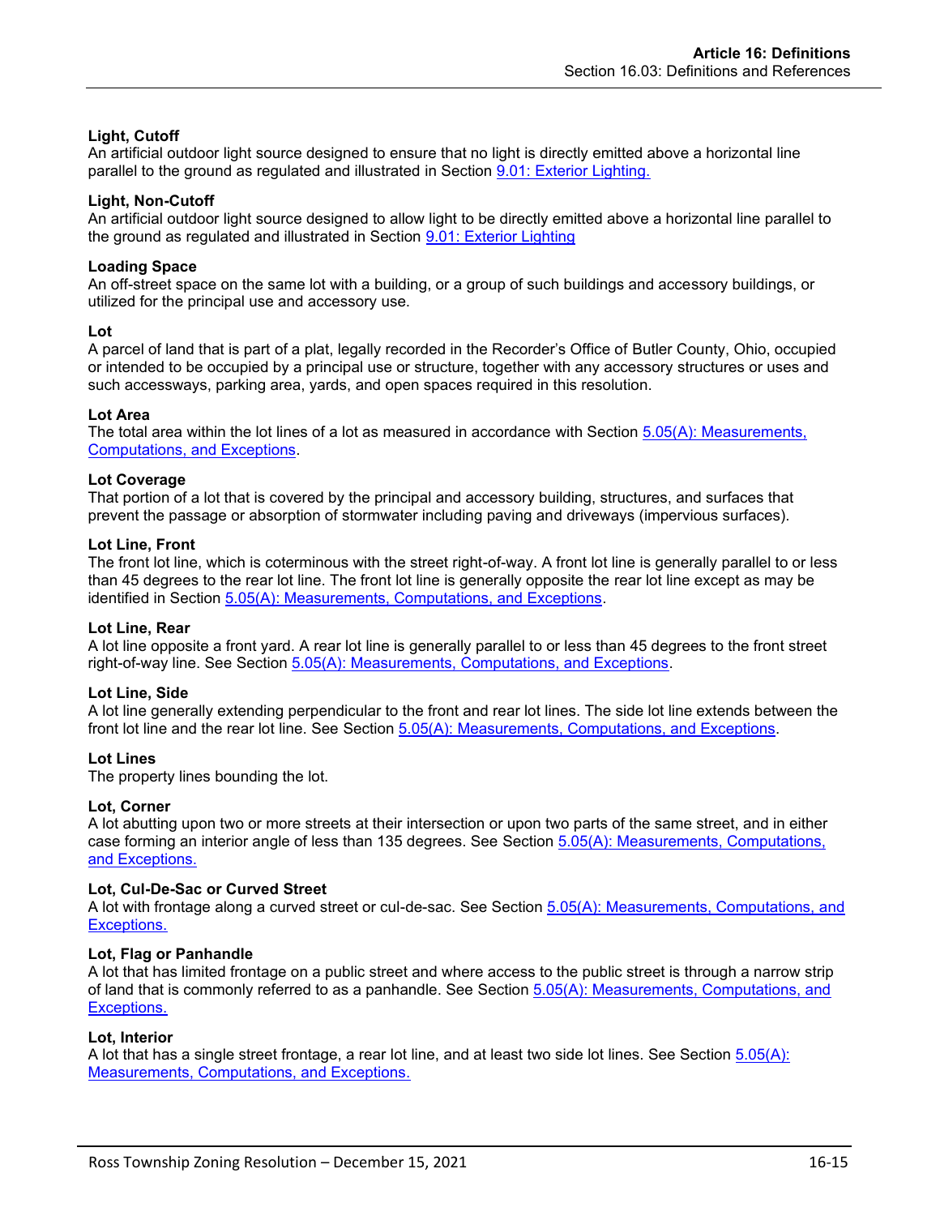**Light, Cutoff**
An artificial outdoor light source designed to ensure that no light is directly emitted above a horizontal line parallel to the ground as regulated and illustrated in Section 9.01: Exterior Lighting.

**Light, Non-Cutoff**
An artificial outdoor light source designed to allow light to be directly emitted above a horizontal line parallel to the ground as regulated and illustrated in Section 9.01: Exterior Lighting

**Loading Space**
An off-street space on the same lot with a building, or a group of such buildings and accessory buildings, or utilized for the principal use and accessory use.

**Lot**
A parcel of land that is part of a plat, legally recorded in the Recorder's Office of Butler County, Ohio, occupied or intended to be occupied by a principal use or structure, together with any accessory structures or uses and such accessways, parking area, yards, and open spaces required in this resolution.

**Lot Area**
The total area within the lot lines of a lot as measured in accordance with Section 5.05(A): Measurements, Computations, and Exceptions.

**Lot Coverage**
That portion of a lot that is covered by the principal and accessory building, structures, and surfaces that prevent the passage or absorption of stormwater including paving and driveways (impervious surfaces).

**Lot Line, Front**
The front lot line, which is coterminous with the street right-of-way. A front lot line is generally parallel to or less than 45 degrees to the rear lot line. The front lot line is generally opposite the rear lot line except as may be identified in Section 5.05(A): Measurements, Computations, and Exceptions.

**Lot Line, Rear**
A lot line opposite a front yard. A rear lot line is generally parallel to or less than 45 degrees to the front street right-of-way line. See Section 5.05(A): Measurements, Computations, and Exceptions.

**Lot Line, Side**
A lot line generally extending perpendicular to the front and rear lot lines. The side lot line extends between the front lot line and the rear lot line. See Section 5.05(A): Measurements, Computations, and Exceptions.

**Lot Lines**
The property lines bounding the lot.

**Lot, Corner**
A lot abutting upon two or more streets at their intersection or upon two parts of the same street, and in either case forming an interior angle of less than 135 degrees. See Section 5.05(A): Measurements, Computations, and Exceptions.

**Lot, Cul-De-Sac or Curved Street**
A lot with frontage along a curved street or cul-de-sac. See Section 5.05(A): Measurements, Computations, and Exceptions.

**Lot, Flag or Panhandle**
A lot that has limited frontage on a public street and where access to the public street is through a narrow strip of land that is commonly referred to as a panhandle. See Section 5.05(A): Measurements, Computations, and Exceptions.

**Lot, Interior**
A lot that has a single street frontage, a rear lot line, and at least two side lot lines. See Section 5.05(A): Measurements, Computations, and Exceptions.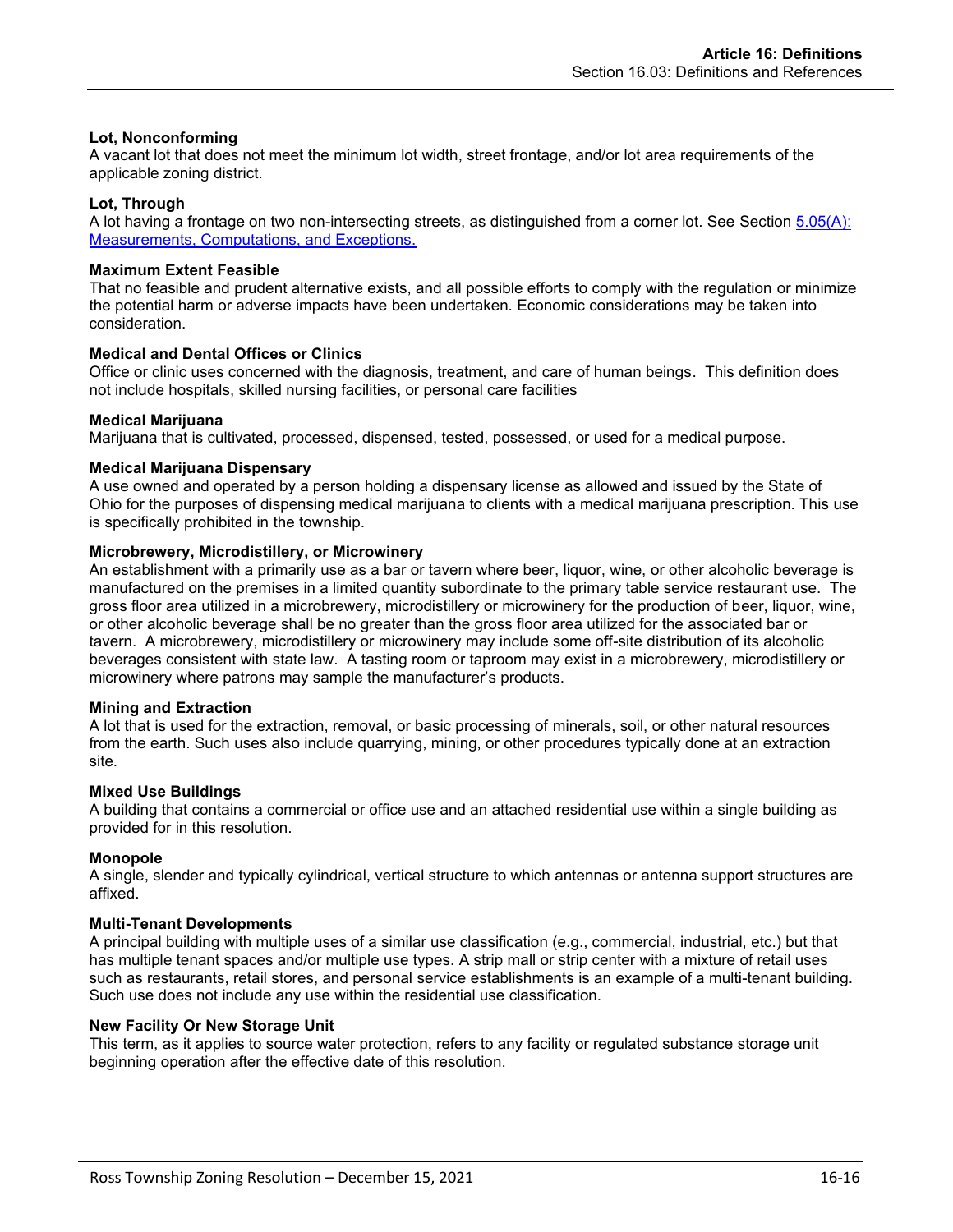**Lot, Nonconforming**
A vacant lot that does not meet the minimum lot width, street frontage, and/or lot area requirements of the applicable zoning district.

**Lot, Through**
A lot having a frontage on two non-intersecting streets, as distinguished from a corner lot. See Section 5.05(A): Measurements, Computations, and Exceptions.

**Maximum Extent Feasible**
That no feasible and prudent alternative exists, and all possible efforts to comply with the regulation or minimize the potential harm or adverse impacts have been undertaken. Economic considerations may be taken into consideration.

**Medical and Dental Offices or Clinics**
Office or clinic uses concerned with the diagnosis, treatment, and care of human beings. This definition does not include hospitals, skilled nursing facilities, or personal care facilities

**Medical Marijuana**
Marijuana that is cultivated, processed, dispensed, tested, possessed, or used for a medical purpose.

**Medical Marijuana Dispensary**
A use owned and operated by a person holding a dispensary license as allowed and issued by the State of Ohio for the purposes of dispensing medical marijuana to clients with a medical marijuana prescription. This use is specifically prohibited in the township.

**Microbrewery, Microdistillery, or Microwinery**
An establishment with a primarily use as a bar or tavern where beer, liquor, wine, or other alcoholic beverage is manufactured on the premises in a limited quantity subordinate to the primary table service restaurant use. The gross floor area utilized in a microbrewery, microdistillery or microwinery for the production of beer, liquor, wine, or other alcoholic beverage shall be no greater than the gross floor area utilized for the associated bar or tavern. A microbrewery, microdistillery or microwinery may include some off-site distribution of its alcoholic beverages consistent with state law. A tasting room or taproom may exist in a microbrewery, microdistillery or microwinery where patrons may sample the manufacturer's products.

**Mining and Extraction**
A lot that is used for the extraction, removal, or basic processing of minerals, soil, or other natural resources from the earth. Such uses also include quarrying, mining, or other procedures typically done at an extraction site.

**Mixed Use Buildings**
A building that contains a commercial or office use and an attached residential use within a single building as provided for in this resolution.

**Monopole**
A single, slender and typically cylindrical, vertical structure to which antennas or antenna support structures are affixed.

**Multi-Tenant Developments**
A principal building with multiple uses of a similar use classification (e.g., commercial, industrial, etc.) but that has multiple tenant spaces and/or multiple use types. A strip mall or strip center with a mixture of retail uses such as restaurants, retail stores, and personal service establishments is an example of a multi-tenant building. Such use does not include any use within the residential use classification.

**New Facility Or New Storage Unit**
This term, as it applies to source water protection, refers to any facility or regulated substance storage unit beginning operation after the effective date of this resolution.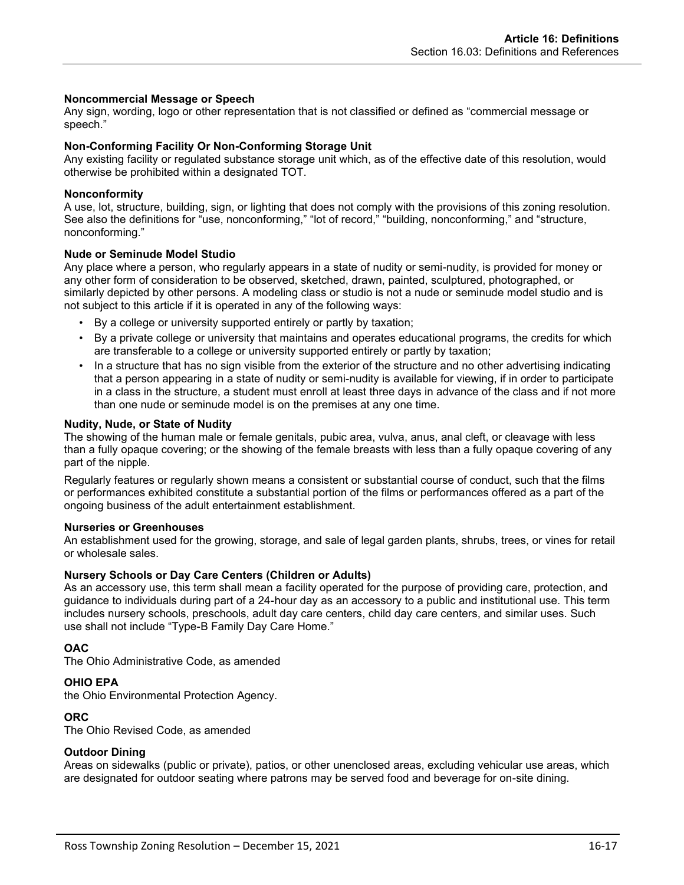**Noncommercial Message or Speech**
Any sign, wording, logo or other representation that is not classified or defined as "commercial message or speech."

**Non-Conforming Facility Or Non-Conforming Storage Unit**
Any existing facility or regulated substance storage unit which, as of the effective date of this resolution, would otherwise be prohibited within a designated TOT.

**Nonconformity**
A use, lot, structure, building, sign, or lighting that does not comply with the provisions of this zoning resolution. See also the definitions for "use, nonconforming," "lot of record," "building, nonconforming," and "structure, nonconforming."

**Nude or Seminude Model Studio**
Any place where a person, who regularly appears in a state of nudity or semi-nudity, is provided for money or any other form of consideration to be observed, sketched, drawn, painted, sculptured, photographed, or similarly depicted by other persons. A modeling class or studio is not a nude or seminude model studio and is not subject to this article if it is operated in any of the following ways:

- By a college or university supported entirely or partly by taxation;
- By a private college or university that maintains and operates educational programs, the credits for which are transferable to a college or university supported entirely or partly by taxation;
- In a structure that has no sign visible from the exterior of the structure and no other advertising indicating that a person appearing in a state of nudity or semi-nudity is available for viewing, if in order to participate in a class in the structure, a student must enroll at least three days in advance of the class and if not more than one nude or seminude model is on the premises at any one time.

**Nudity, Nude, or State of Nudity**
The showing of the human male or female genitals, pubic area, vulva, anus, anal cleft, or cleavage with less than a fully opaque covering; or the showing of the female breasts with less than a fully opaque covering of any part of the nipple.

Regularly features or regularly shown means a consistent or substantial course of conduct, such that the films or performances exhibited constitute a substantial portion of the films or performances offered as a part of the ongoing business of the adult entertainment establishment.

**Nurseries or Greenhouses**
An establishment used for the growing, storage, and sale of legal garden plants, shrubs, trees, or vines for retail or wholesale sales.

**Nursery Schools or Day Care Centers (Children or Adults)**
As an accessory use, this term shall mean a facility operated for the purpose of providing care, protection, and guidance to individuals during part of a 24-hour day as an accessory to a public and institutional use. This term includes nursery schools, preschools, adult day care centers, child day care centers, and similar uses. Such use shall not include "Type-B Family Day Care Home."

**OAC**
The Ohio Administrative Code, as amended

**OHIO EPA**
the Ohio Environmental Protection Agency.

**ORC**
The Ohio Revised Code, as amended

**Outdoor Dining**
Areas on sidewalks (public or private), patios, or other unenclosed areas, excluding vehicular use areas, which are designated for outdoor seating where patrons may be served food and beverage for on-site dining.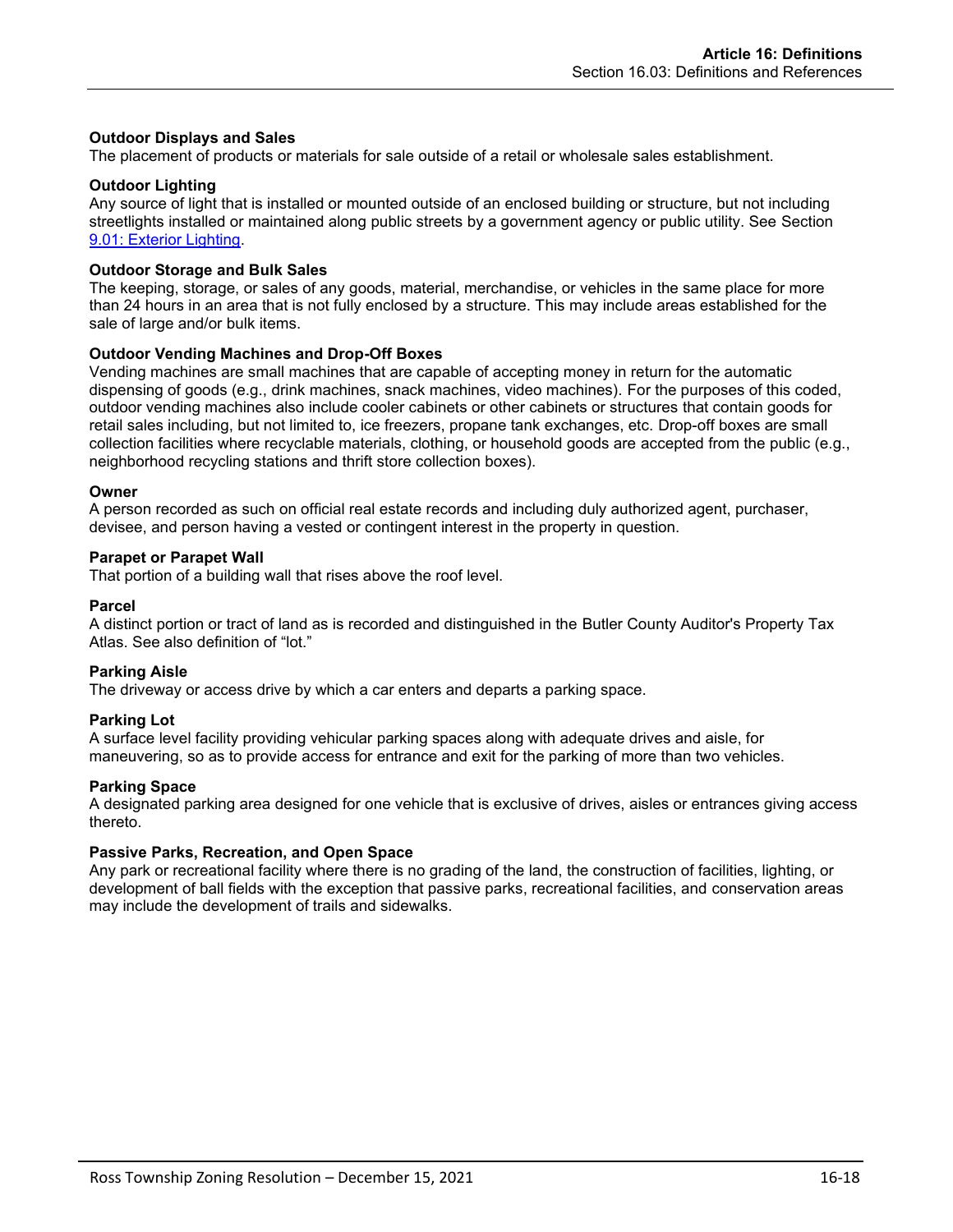**Outdoor Displays and Sales**
The placement of products or materials for sale outside of a retail or wholesale sales establishment.

**Outdoor Lighting**
Any source of light that is installed or mounted outside of an enclosed building or structure, but not including streetlights installed or maintained along public streets by a government agency or public utility. See Section [9.01: Exterior Lighting](#).

**Outdoor Storage and Bulk Sales**
The keeping, storage, or sales of any goods, material, merchandise, or vehicles in the same place for more than 24 hours in an area that is not fully enclosed by a structure. This may include areas established for the sale of large and/or bulk items.

**Outdoor Vending Machines and Drop-Off Boxes**
Vending machines are small machines that are capable of accepting money in return for the automatic dispensing of goods (e.g., drink machines, snack machines, video machines). For the purposes of this coded, outdoor vending machines also include cooler cabinets or other cabinets or structures that contain goods for retail sales including, but not limited to, ice freezers, propane tank exchanges, etc. Drop-off boxes are small collection facilities where recyclable materials, clothing, or household goods are accepted from the public (e.g., neighborhood recycling stations and thrift store collection boxes).

**Owner**
A person recorded as such on official real estate records and including duly authorized agent, purchaser, devisee, and person having a vested or contingent interest in the property in question.

**Parapet or Parapet Wall**
That portion of a building wall that rises above the roof level.

**Parcel**
A distinct portion or tract of land as is recorded and distinguished in the Butler County Auditor's Property Tax Atlas. See also definition of "lot."

**Parking Aisle**
The driveway or access drive by which a car enters and departs a parking space.

**Parking Lot**
A surface level facility providing vehicular parking spaces along with adequate drives and aisle, for maneuvering, so as to provide access for entrance and exit for the parking of more than two vehicles.

**Parking Space**
A designated parking area designed for one vehicle that is exclusive of drives, aisles or entrances giving access thereto.

**Passive Parks, Recreation, and Open Space**
Any park or recreational facility where there is no grading of the land, the construction of facilities, lighting, or development of ball fields with the exception that passive parks, recreational facilities, and conservation areas may include the development of trails and sidewalks.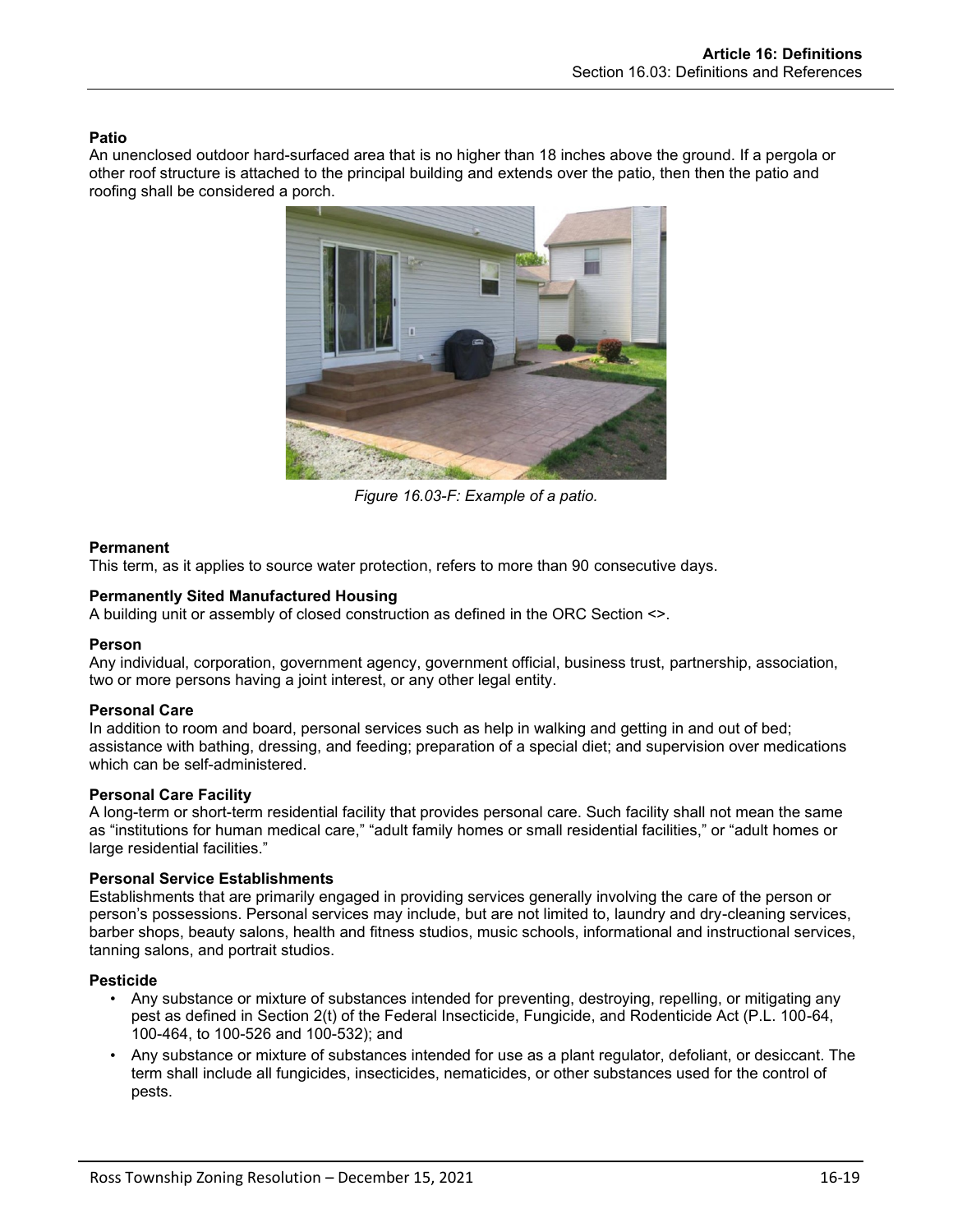**Patio**

An unenclosed outdoor hard-surfaced area that is no higher than 18 inches above the ground. If a pergola or other roof structure is attached to the principal building and extends over the patio, then then the patio and roofing shall be considered a porch.

*Figure 16.03-F: Example of a patio.*

**Permanent**

This term, as it applies to source water protection, refers to more than 90 consecutive days.

**Permanently Sited Manufactured Housing**

A building unit or assembly of closed construction as defined in the ORC Section <>.

**Person**

Any individual, corporation, government agency, government official, business trust, partnership, association, two or more persons having a joint interest, or any other legal entity.

**Personal Care**

In addition to room and board, personal services such as help in walking and getting in and out of bed; assistance with bathing, dressing, and feeding; preparation of a special diet; and supervision over medications which can be self-administered.

**Personal Care Facility**

A long-term or short-term residential facility that provides personal care. Such facility shall not mean the same as "institutions for human medical care," "adult family homes or small residential facilities," or "adult homes or large residential facilities."

**Personal Service Establishments**

Establishments that are primarily engaged in providing services generally involving the care of the person or person's possessions. Personal services may include, but are not limited to, laundry and dry-cleaning services, barber shops, beauty salons, health and fitness studios, music schools, informational and instructional services, tanning salons, and portrait studios.

**Pesticide**

- Any substance or mixture of substances intended for preventing, destroying, repelling, or mitigating any pest as defined in Section 2(t) of the Federal Insecticide, Fungicide, and Rodenticide Act (P.L. 100-64, 100-464, to 100-526 and 100-532); and
- Any substance or mixture of substances intended for use as a plant regulator, defoliant, or desiccant. The term shall include all fungicides, insecticides, nematicides, or other substances used for the control of pests.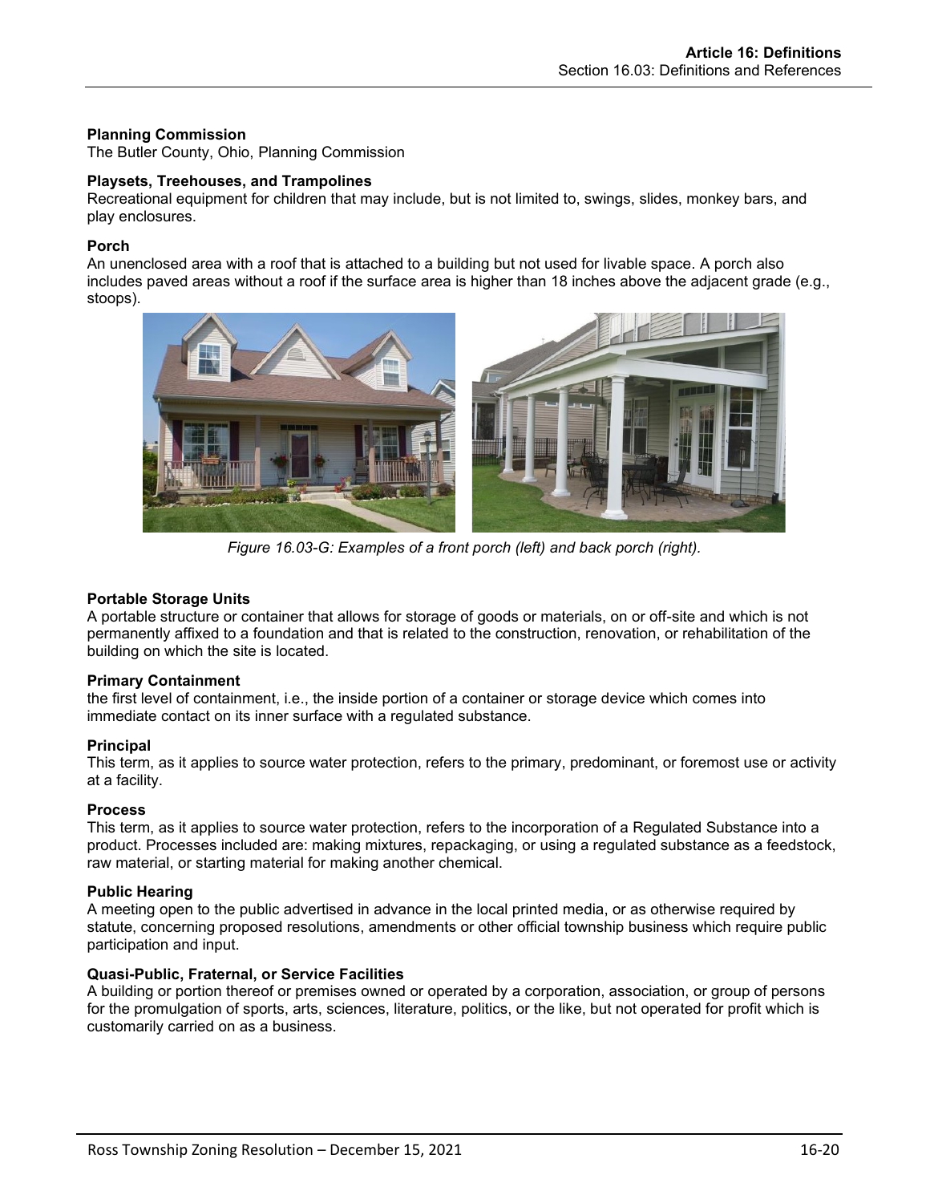**Planning Commission**
The Butler County, Ohio, Planning Commission

**Playsets, Treehouses, and Trampolines**
Recreational equipment for children that may include, but is not limited to, swings, slides, monkey bars, and play enclosures.

**Porch**
An unenclosed area with a roof that is attached to a building but not used for livable space. A porch also includes paved areas without a roof if the surface area is higher than 18 inches above the adjacent grade (e.g., stoops).

*Figure 16.03-G: Examples of a front porch (left) and back porch (right).*

**Portable Storage Units**
A portable structure or container that allows for storage of goods or materials, on or off-site and which is not permanently affixed to a foundation and that is related to the construction, renovation, or rehabilitation of the building on which the site is located.

**Primary Containment**
the first level of containment, i.e., the inside portion of a container or storage device which comes into immediate contact on its inner surface with a regulated substance.

**Principal**
This term, as it applies to source water protection, refers to the primary, predominant, or foremost use or activity at a facility.

**Process**
This term, as it applies to source water protection, refers to the incorporation of a Regulated Substance into a product. Processes included are: making mixtures, repackaging, or using a regulated substance as a feedstock, raw material, or starting material for making another chemical.

**Public Hearing**
A meeting open to the public advertised in advance in the local printed media, or as otherwise required by statute, concerning proposed resolutions, amendments or other official township business which require public participation and input.

**Quasi-Public, Fraternal, or Service Facilities**
A building or portion thereof or premises owned or operated by a corporation, association, or group of persons for the promulgation of sports, arts, sciences, literature, politics, or the like, but not operated for profit which is customarily carried on as a business.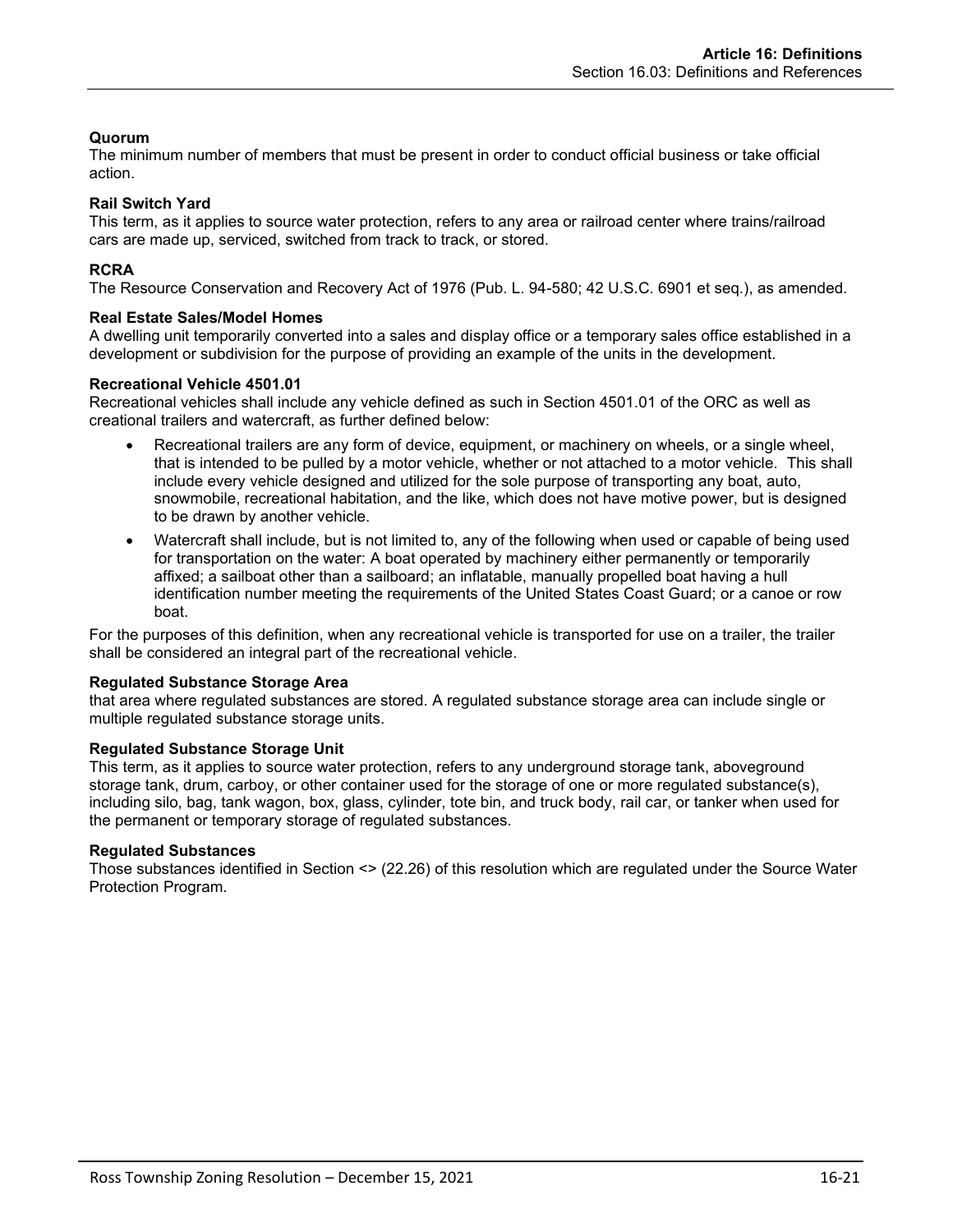**Quorum**

The minimum number of members that must be present in order to conduct official business or take official action.

**Rail Switch Yard**

This term, as it applies to source water protection, refers to any area or railroad center where trains/railroad cars are made up, serviced, switched from track to track, or stored.

**RCRA**

The Resource Conservation and Recovery Act of 1976 (Pub. L. 94-580; 42 U.S.C. 6901 et seq.), as amended.

**Real Estate Sales/Model Homes**

A dwelling unit temporarily converted into a sales and display office or a temporary sales office established in a development or subdivision for the purpose of providing an example of the units in the development.

**Recreational Vehicle 4501.01**

Recreational vehicles shall include any vehicle defined as such in Section 4501.01 of the ORC as well as creational trailers and watercraft, as further defined below:

- Recreational trailers are any form of device, equipment, or machinery on wheels, or a single wheel, that is intended to be pulled by a motor vehicle, whether or not attached to a motor vehicle. This shall include every vehicle designed and utilized for the sole purpose of transporting any boat, auto, snowmobile, recreational habitation, and the like, which does not have motive power, but is designed to be drawn by another vehicle.
- Watercraft shall include, but is not limited to, any of the following when used or capable of being used for transportation on the water: A boat operated by machinery either permanently or temporarily affixed; a sailboat other than a sailboard; an inflatable, manually propelled boat having a hull identification number meeting the requirements of the United States Coast Guard; or a canoe or row boat.

For the purposes of this definition, when any recreational vehicle is transported for use on a trailer, the trailer shall be considered an integral part of the recreational vehicle.

**Regulated Substance Storage Area**

that area where regulated substances are stored. A regulated substance storage area can include single or multiple regulated substance storage units.

**Regulated Substance Storage Unit**

This term, as it applies to source water protection, refers to any underground storage tank, aboveground storage tank, drum, carboy, or other container used for the storage of one or more regulated substance(s), including silo, bag, tank wagon, box, glass, cylinder, tote bin, and truck body, rail car, or tanker when used for the permanent or temporary storage of regulated substances.

**Regulated Substances**

Those substances identified in Section <> (22.26) of this resolution which are regulated under the Source Water Protection Program.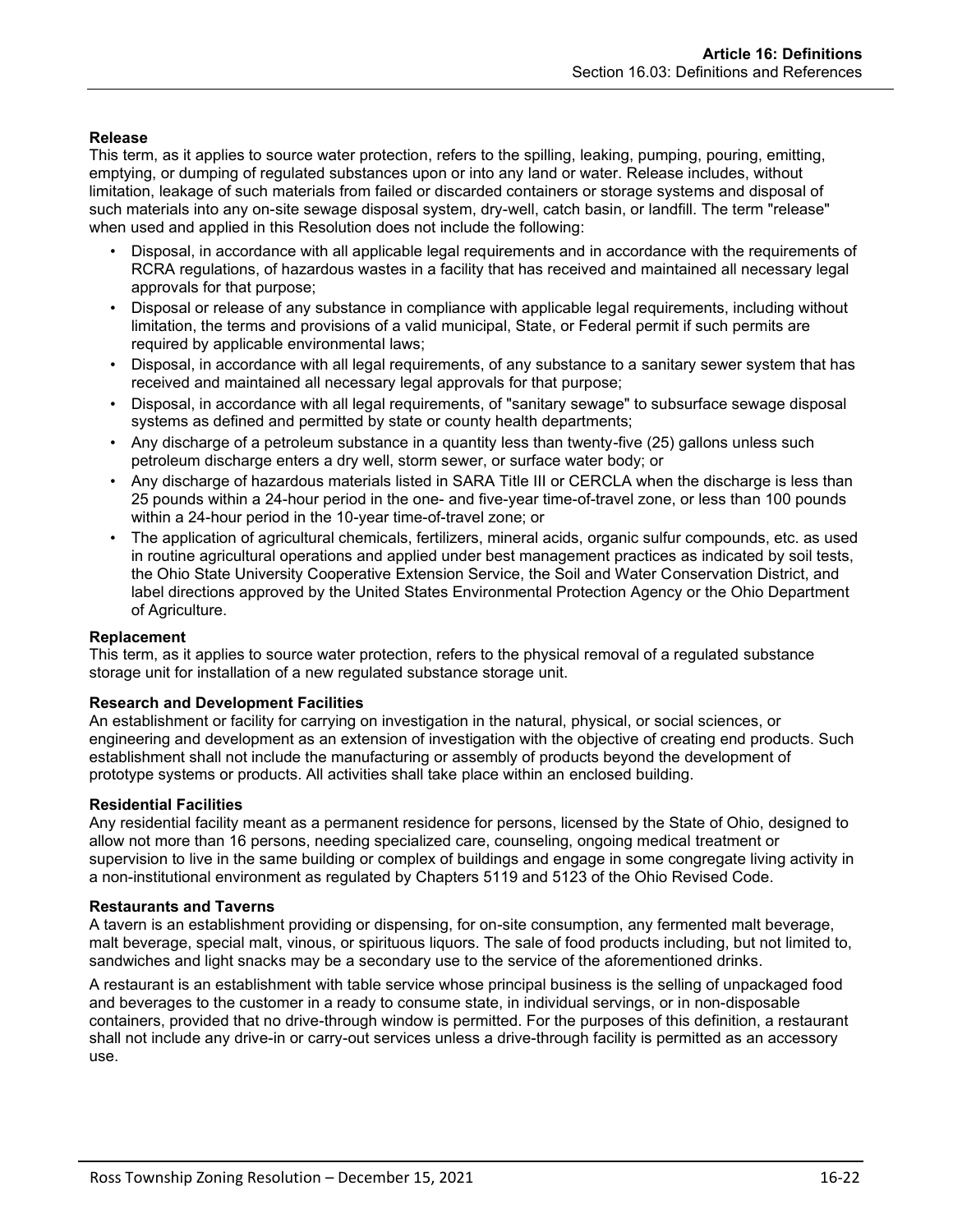**Release**

This term, as it applies to source water protection, refers to the spilling, leaking, pumping, pouring, emitting, emptying, or dumping of regulated substances upon or into any land or water. Release includes, without limitation, leakage of such materials from failed or discarded containers or storage systems and disposal of such materials into any on-site sewage disposal system, dry-well, catch basin, or landfill. The term "release" when used and applied in this Resolution does not include the following:

- Disposal, in accordance with all applicable legal requirements and in accordance with the requirements of RCRA regulations, of hazardous wastes in a facility that has received and maintained all necessary legal approvals for that purpose;
- Disposal or release of any substance in compliance with applicable legal requirements, including without limitation, the terms and provisions of a valid municipal, State, or Federal permit if such permits are required by applicable environmental laws;
- Disposal, in accordance with all legal requirements, of any substance to a sanitary sewer system that has received and maintained all necessary legal approvals for that purpose;
- Disposal, in accordance with all legal requirements, of "sanitary sewage" to subsurface sewage disposal systems as defined and permitted by state or county health departments;
- Any discharge of a petroleum substance in a quantity less than twenty-five (25) gallons unless such petroleum discharge enters a dry well, storm sewer, or surface water body; or
- Any discharge of hazardous materials listed in SARA Title III or CERCLA when the discharge is less than 25 pounds within a 24-hour period in the one- and five-year time-of-travel zone, or less than 100 pounds within a 24-hour period in the 10-year time-of-travel zone; or
- The application of agricultural chemicals, fertilizers, mineral acids, organic sulfur compounds, etc. as used in routine agricultural operations and applied under best management practices as indicated by soil tests, the Ohio State University Cooperative Extension Service, the Soil and Water Conservation District, and label directions approved by the United States Environmental Protection Agency or the Ohio Department of Agriculture.

**Replacement**

This term, as it applies to source water protection, refers to the physical removal of a regulated substance storage unit for installation of a new regulated substance storage unit.

**Research and Development Facilities**

An establishment or facility for carrying on investigation in the natural, physical, or social sciences, or engineering and development as an extension of investigation with the objective of creating end products. Such establishment shall not include the manufacturing or assembly of products beyond the development of prototype systems or products. All activities shall take place within an enclosed building.

**Residential Facilities**

Any residential facility meant as a permanent residence for persons, licensed by the State of Ohio, designed to allow not more than 16 persons, needing specialized care, counseling, ongoing medical treatment or supervision to live in the same building or complex of buildings and engage in some congregate living activity in a non-institutional environment as regulated by Chapters 5119 and 5123 of the Ohio Revised Code.

**Restaurants and Taverns**

A tavern is an establishment providing or dispensing, for on-site consumption, any fermented malt beverage, malt beverage, special malt, vinous, or spirituous liquors. The sale of food products including, but not limited to, sandwiches and light snacks may be a secondary use to the service of the aforementioned drinks.

A restaurant is an establishment with table service whose principal business is the selling of unpackaged food and beverages to the customer in a ready to consume state, in individual servings, or in non-disposable containers, provided that no drive-through window is permitted. For the purposes of this definition, a restaurant shall not include any drive-in or carry-out services unless a drive-through facility is permitted as an accessory use.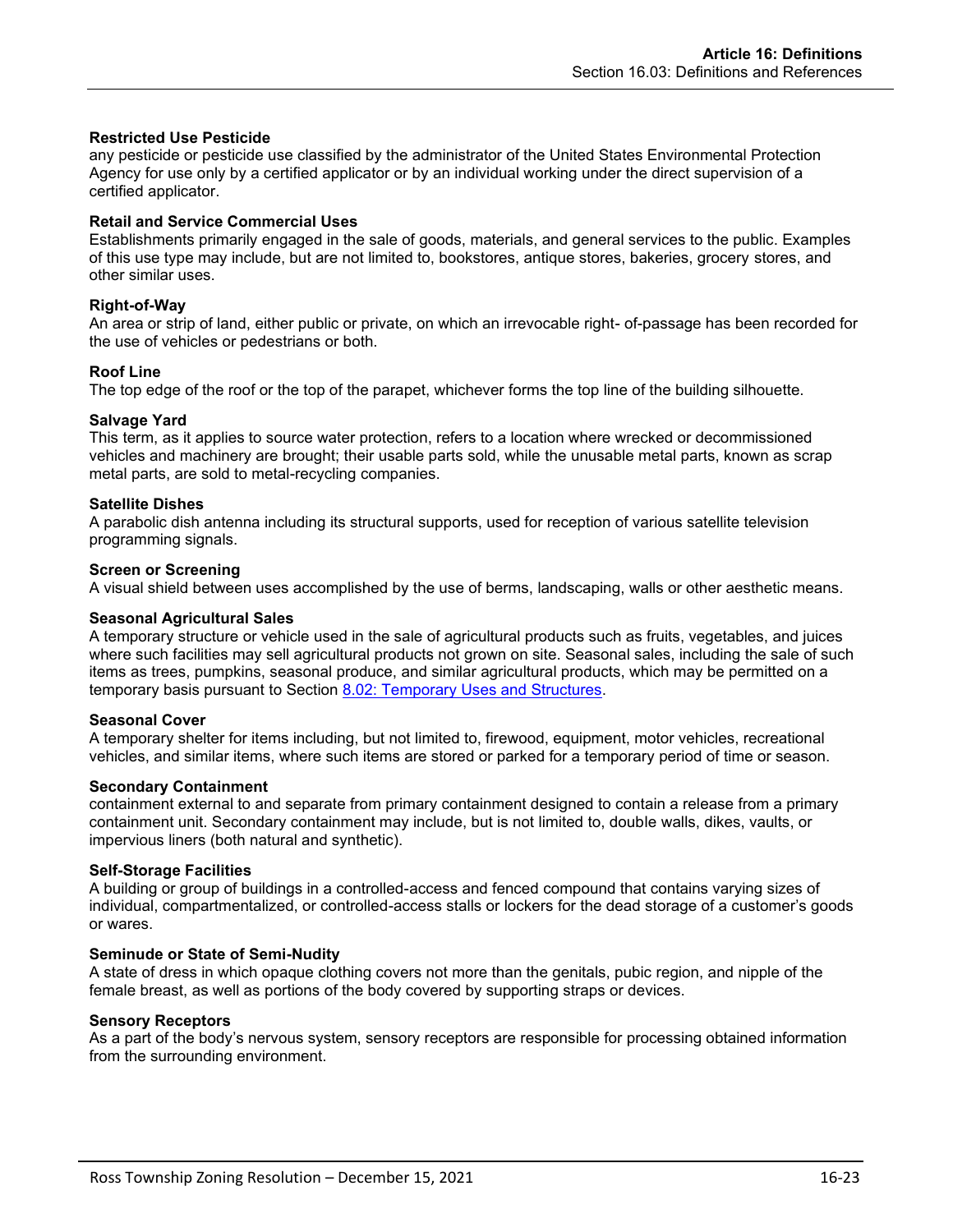**Restricted Use Pesticide**

any pesticide or pesticide use classified by the administrator of the United States Environmental Protection Agency for use only by a certified applicator or by an individual working under the direct supervision of a certified applicator.

**Retail and Service Commercial Uses**

Establishments primarily engaged in the sale of goods, materials, and general services to the public. Examples of this use type may include, but are not limited to, bookstores, antique stores, bakeries, grocery stores, and other similar uses.

**Right-of-Way**

An area or strip of land, either public or private, on which an irrevocable right- of-passage has been recorded for the use of vehicles or pedestrians or both.

**Roof Line**

The top edge of the roof or the top of the parapet, whichever forms the top line of the building silhouette.

**Salvage Yard**

This term, as it applies to source water protection, refers to a location where wrecked or decommissioned vehicles and machinery are brought; their usable parts sold, while the unusable metal parts, known as scrap metal parts, are sold to metal-recycling companies.

**Satellite Dishes**

A parabolic dish antenna including its structural supports, used for reception of various satellite television programming signals.

**Screen or Screening**

A visual shield between uses accomplished by the use of berms, landscaping, walls or other aesthetic means.

**Seasonal Agricultural Sales**

A temporary structure or vehicle used in the sale of agricultural products such as fruits, vegetables, and juices where such facilities may sell agricultural products not grown on site. Seasonal sales, including the sale of such items as trees, pumpkins, seasonal produce, and similar agricultural products, which may be permitted on a temporary basis pursuant to Section 8.02: Temporary Uses and Structures.

**Seasonal Cover**

A temporary shelter for items including, but not limited to, firewood, equipment, motor vehicles, recreational vehicles, and similar items, where such items are stored or parked for a temporary period of time or season.

**Secondary Containment**

containment external to and separate from primary containment designed to contain a release from a primary containment unit. Secondary containment may include, but is not limited to, double walls, dikes, vaults, or impervious liners (both natural and synthetic).

**Self-Storage Facilities**

A building or group of buildings in a controlled-access and fenced compound that contains varying sizes of individual, compartmentalized, or controlled-access stalls or lockers for the dead storage of a customer's goods or wares.

**Seminude or State of Semi-Nudity**

A state of dress in which opaque clothing covers not more than the genitals, pubic region, and nipple of the female breast, as well as portions of the body covered by supporting straps or devices.

**Sensory Receptors**

As a part of the body's nervous system, sensory receptors are responsible for processing obtained information from the surrounding environment.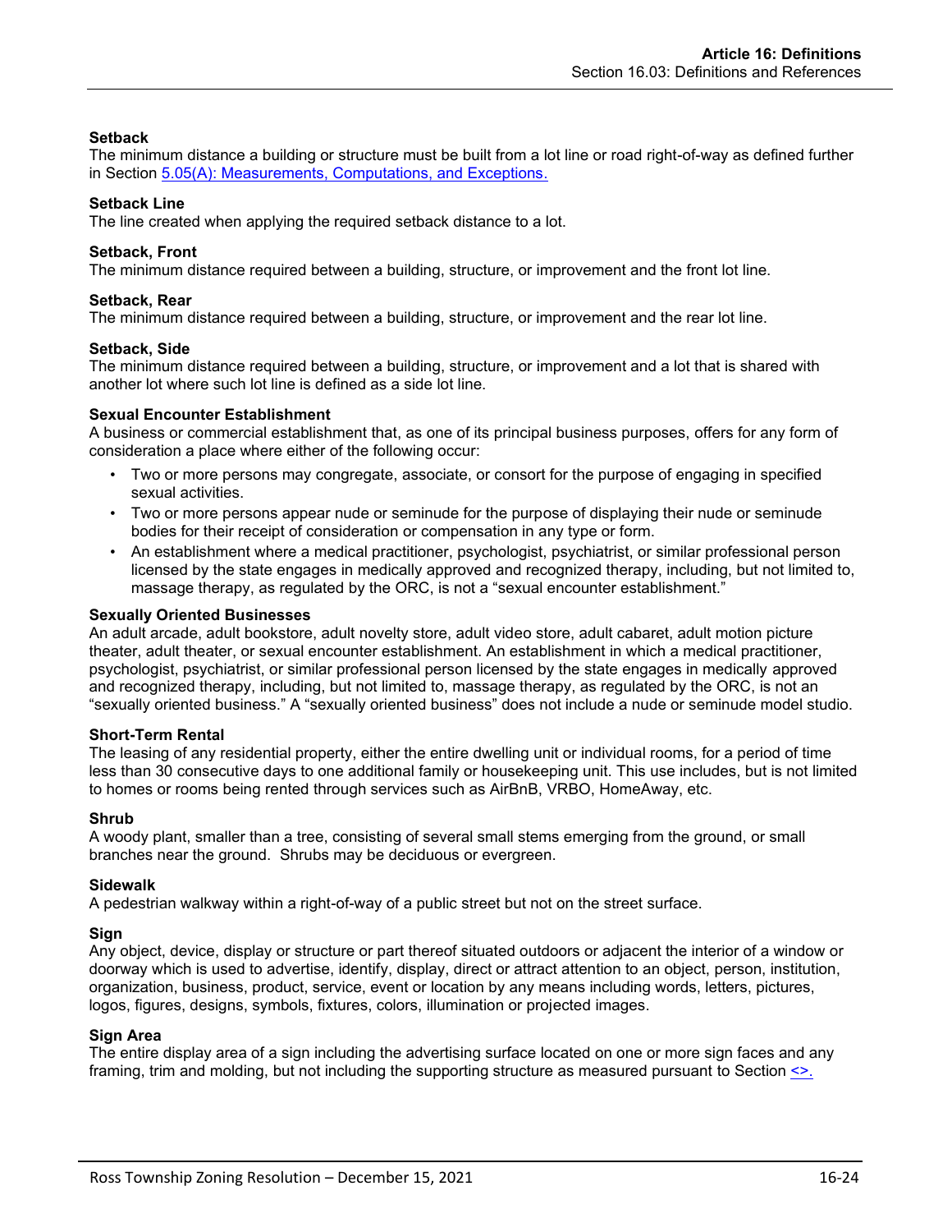**Setback**
The minimum distance a building or structure must be built from a lot line or road right-of-way as defined further in Section 5.05(A): Measurements, Computations, and Exceptions.

**Setback Line**
The line created when applying the required setback distance to a lot.

**Setback, Front**
The minimum distance required between a building, structure, or improvement and the front lot line.

**Setback, Rear**
The minimum distance required between a building, structure, or improvement and the rear lot line.

**Setback, Side**
The minimum distance required between a building, structure, or improvement and a lot that is shared with another lot where such lot line is defined as a side lot line.

**Sexual Encounter Establishment**
A business or commercial establishment that, as one of its principal business purposes, offers for any form of consideration a place where either of the following occur:

- Two or more persons may congregate, associate, or consort for the purpose of engaging in specified sexual activities.
- Two or more persons appear nude or seminude for the purpose of displaying their nude or seminude bodies for their receipt of consideration or compensation in any type or form.
- An establishment where a medical practitioner, psychologist, psychiatrist, or similar professional person licensed by the state engages in medically approved and recognized therapy, including, but not limited to, massage therapy, as regulated by the ORC, is not a "sexual encounter establishment."

**Sexually Oriented Businesses**
An adult arcade, adult bookstore, adult novelty store, adult video store, adult cabaret, adult motion picture theater, adult theater, or sexual encounter establishment. An establishment in which a medical practitioner, psychologist, psychiatrist, or similar professional person licensed by the state engages in medically approved and recognized therapy, including, but not limited to, massage therapy, as regulated by the ORC, is not an "sexually oriented business." A "sexually oriented business" does not include a nude or seminude model studio.

**Short-Term Rental**
The leasing of any residential property, either the entire dwelling unit or individual rooms, for a period of time less than 30 consecutive days to one additional family or housekeeping unit. This use includes, but is not limited to homes or rooms being rented through services such as AirBnB, VRBO, HomeAway, etc.

**Shrub**
A woody plant, smaller than a tree, consisting of several small stems emerging from the ground, or small branches near the ground. Shrubs may be deciduous or evergreen.

**Sidewalk**
A pedestrian walkway within a right-of-way of a public street but not on the street surface.

**Sign**
Any object, device, display or structure or part thereof situated outdoors or adjacent the interior of a window or doorway which is used to advertise, identify, display, direct or attract attention to an object, person, institution, organization, business, product, service, event or location by any means including words, letters, pictures, logos, figures, designs, symbols, fixtures, colors, illumination or projected images.

**Sign Area**
The entire display area of a sign including the advertising surface located on one or more sign faces and any framing, trim and molding, but not including the supporting structure as measured pursuant to Section <>.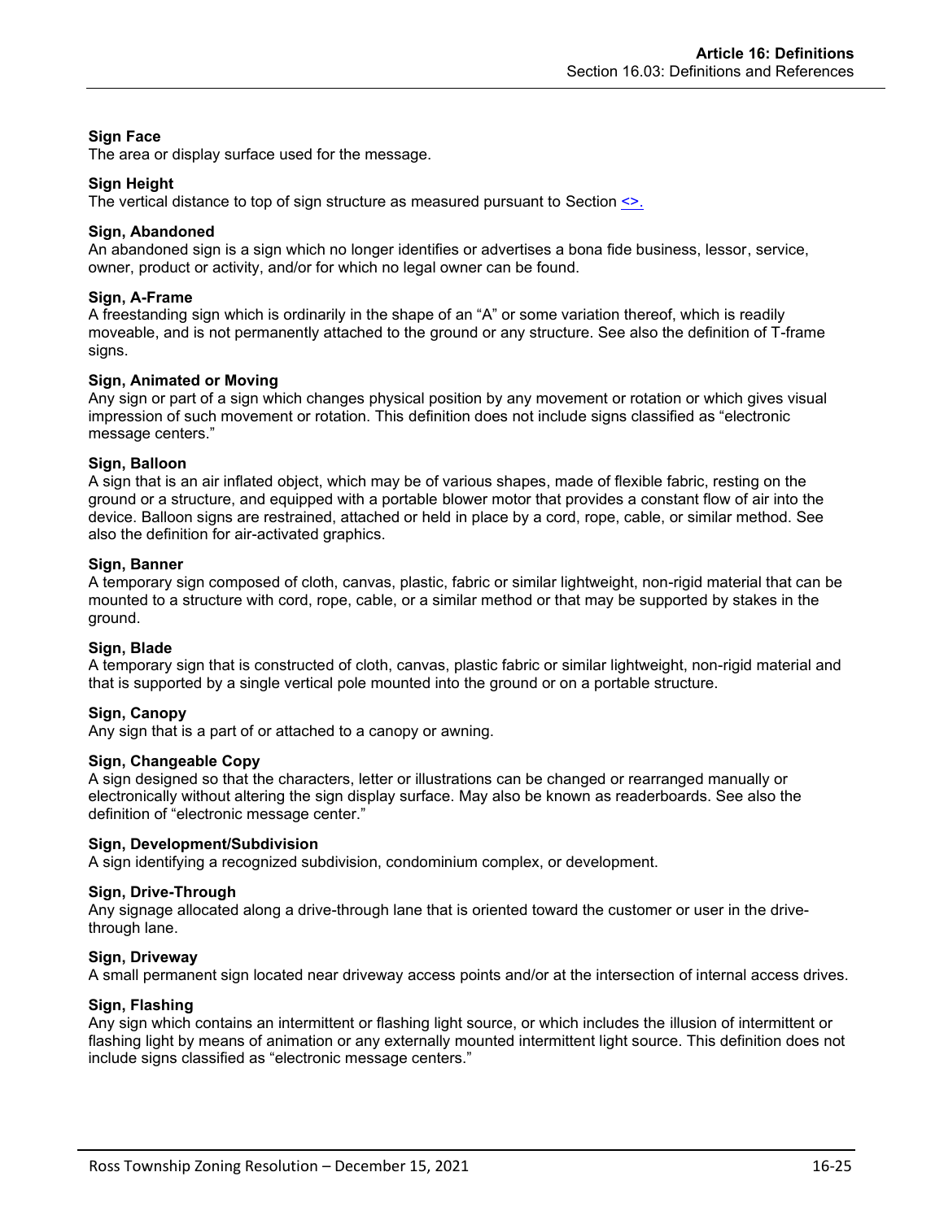**Sign Face**
The area or display surface used for the message.

**Sign Height**
The vertical distance to top of sign structure as measured pursuant to Section <>.

**Sign, Abandoned**
An abandoned sign is a sign which no longer identifies or advertises a bona fide business, lessor, service, owner, product or activity, and/or for which no legal owner can be found.

**Sign, A-Frame**
A freestanding sign which is ordinarily in the shape of an "A" or some variation thereof, which is readily moveable, and is not permanently attached to the ground or any structure. See also the definition of T-frame signs.

**Sign, Animated or Moving**
Any sign or part of a sign which changes physical position by any movement or rotation or which gives visual impression of such movement or rotation. This definition does not include signs classified as "electronic message centers."

**Sign, Balloon**
A sign that is an air inflated object, which may be of various shapes, made of flexible fabric, resting on the ground or a structure, and equipped with a portable blower motor that provides a constant flow of air into the device. Balloon signs are restrained, attached or held in place by a cord, rope, cable, or similar method. See also the definition for air-activated graphics.

**Sign, Banner**
A temporary sign composed of cloth, canvas, plastic, fabric or similar lightweight, non-rigid material that can be mounted to a structure with cord, rope, cable, or a similar method or that may be supported by stakes in the ground.

**Sign, Blade**
A temporary sign that is constructed of cloth, canvas, plastic fabric or similar lightweight, non-rigid material and that is supported by a single vertical pole mounted into the ground or on a portable structure.

**Sign, Canopy**
Any sign that is a part of or attached to a canopy or awning.

**Sign, Changeable Copy**
A sign designed so that the characters, letter or illustrations can be changed or rearranged manually or electronically without altering the sign display surface. May also be known as readerboards. See also the definition of "electronic message center."

**Sign, Development/Subdivision**
A sign identifying a recognized subdivision, condominium complex, or development.

**Sign, Drive-Through**
Any signage allocated along a drive-through lane that is oriented toward the customer or user in the drive-through lane.

**Sign, Driveway**
A small permanent sign located near driveway access points and/or at the intersection of internal access drives.

**Sign, Flashing**
Any sign which contains an intermittent or flashing light source, or which includes the illusion of intermittent or flashing light by means of animation or any externally mounted intermittent light source. This definition does not include signs classified as "electronic message centers."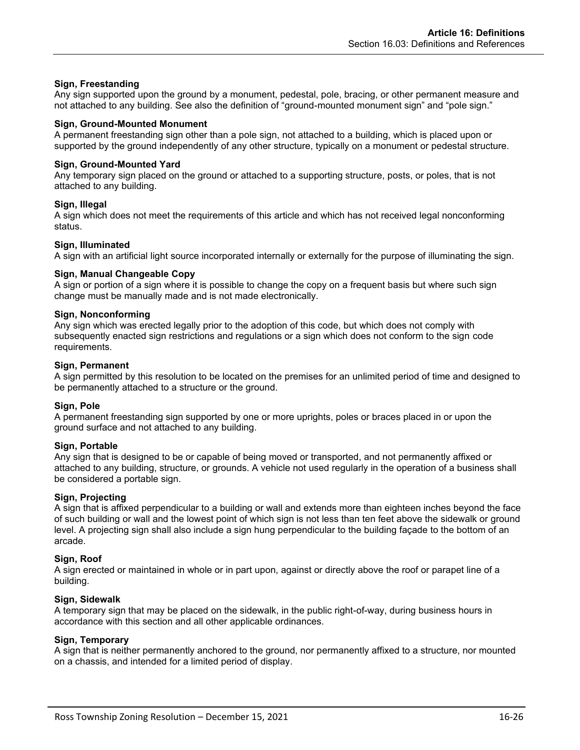**Sign, Freestanding**

Any sign supported upon the ground by a monument, pedestal, pole, bracing, or other permanent measure and not attached to any building. See also the definition of "ground-mounted monument sign" and "pole sign."

**Sign, Ground-Mounted Monument**

A permanent freestanding sign other than a pole sign, not attached to a building, which is placed upon or supported by the ground independently of any other structure, typically on a monument or pedestal structure.

**Sign, Ground-Mounted Yard**

Any temporary sign placed on the ground or attached to a supporting structure, posts, or poles, that is not attached to any building.

**Sign, Illegal**

A sign which does not meet the requirements of this article and which has not received legal nonconforming status.

**Sign, Illuminated**

A sign with an artificial light source incorporated internally or externally for the purpose of illuminating the sign.

**Sign, Manual Changeable Copy**

A sign or portion of a sign where it is possible to change the copy on a frequent basis but where such sign change must be manually made and is not made electronically.

**Sign, Nonconforming**

Any sign which was erected legally prior to the adoption of this code, but which does not comply with subsequently enacted sign restrictions and regulations or a sign which does not conform to the sign code requirements.

**Sign, Permanent**

A sign permitted by this resolution to be located on the premises for an unlimited period of time and designed to be permanently attached to a structure or the ground.

**Sign, Pole**

A permanent freestanding sign supported by one or more uprights, poles or braces placed in or upon the ground surface and not attached to any building.

**Sign, Portable**

Any sign that is designed to be or capable of being moved or transported, and not permanently affixed or attached to any building, structure, or grounds. A vehicle not used regularly in the operation of a business shall be considered a portable sign.

**Sign, Projecting**

A sign that is affixed perpendicular to a building or wall and extends more than eighteen inches beyond the face of such building or wall and the lowest point of which sign is not less than ten feet above the sidewalk or ground level. A projecting sign shall also include a sign hung perpendicular to the building façade to the bottom of an arcade.

**Sign, Roof**

A sign erected or maintained in whole or in part upon, against or directly above the roof or parapet line of a building.

**Sign, Sidewalk**

A temporary sign that may be placed on the sidewalk, in the public right-of-way, during business hours in accordance with this section and all other applicable ordinances.

**Sign, Temporary**

A sign that is neither permanently anchored to the ground, nor permanently affixed to a structure, nor mounted on a chassis, and intended for a limited period of display.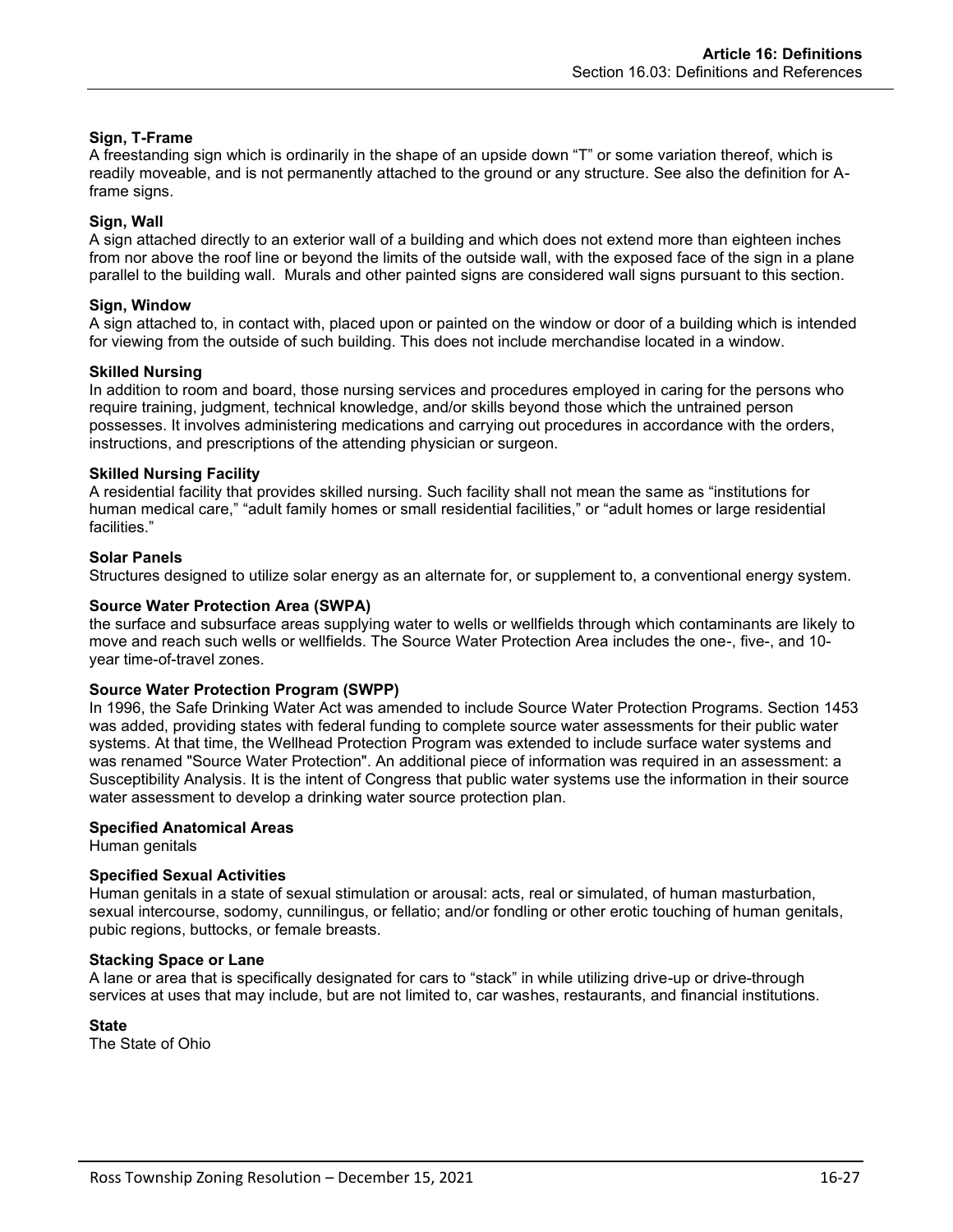**Sign, T-Frame**
A freestanding sign which is ordinarily in the shape of an upside down "T" or some variation thereof, which is readily moveable, and is not permanently attached to the ground or any structure. See also the definition for A-frame signs.

**Sign, Wall**
A sign attached directly to an exterior wall of a building and which does not extend more than eighteen inches from nor above the roof line or beyond the limits of the outside wall, with the exposed face of the sign in a plane parallel to the building wall. Murals and other painted signs are considered wall signs pursuant to this section.

**Sign, Window**
A sign attached to, in contact with, placed upon or painted on the window or door of a building which is intended for viewing from the outside of such building. This does not include merchandise located in a window.

**Skilled Nursing**
In addition to room and board, those nursing services and procedures employed in caring for the persons who require training, judgment, technical knowledge, and/or skills beyond those which the untrained person possesses. It involves administering medications and carrying out procedures in accordance with the orders, instructions, and prescriptions of the attending physician or surgeon.

**Skilled Nursing Facility**
A residential facility that provides skilled nursing. Such facility shall not mean the same as "institutions for human medical care," "adult family homes or small residential facilities," or "adult homes or large residential facilities."

**Solar Panels**
Structures designed to utilize solar energy as an alternate for, or supplement to, a conventional energy system.

**Source Water Protection Area (SWPA)**
the surface and subsurface areas supplying water to wells or wellfields through which contaminants are likely to move and reach such wells or wellfields. The Source Water Protection Area includes the one-, five-, and 10-year time-of-travel zones.

**Source Water Protection Program (SWPP)**
In 1996, the Safe Drinking Water Act was amended to include Source Water Protection Programs. Section 1453 was added, providing states with federal funding to complete source water assessments for their public water systems. At that time, the Wellhead Protection Program was extended to include surface water systems and was renamed "Source Water Protection". An additional piece of information was required in an assessment: a Susceptibility Analysis. It is the intent of Congress that public water systems use the information in their source water assessment to develop a drinking water source protection plan.

**Specified Anatomical Areas**
Human genitals

**Specified Sexual Activities**
Human genitals in a state of sexual stimulation or arousal: acts, real or simulated, of human masturbation, sexual intercourse, sodomy, cunnilingus, or fellatio; and/or fondling or other erotic touching of human genitals, pubic regions, buttocks, or female breasts.

**Stacking Space or Lane**
A lane or area that is specifically designated for cars to "stack" in while utilizing drive-up or drive-through services at uses that may include, but are not limited to, car washes, restaurants, and financial institutions.

**State**
The State of Ohio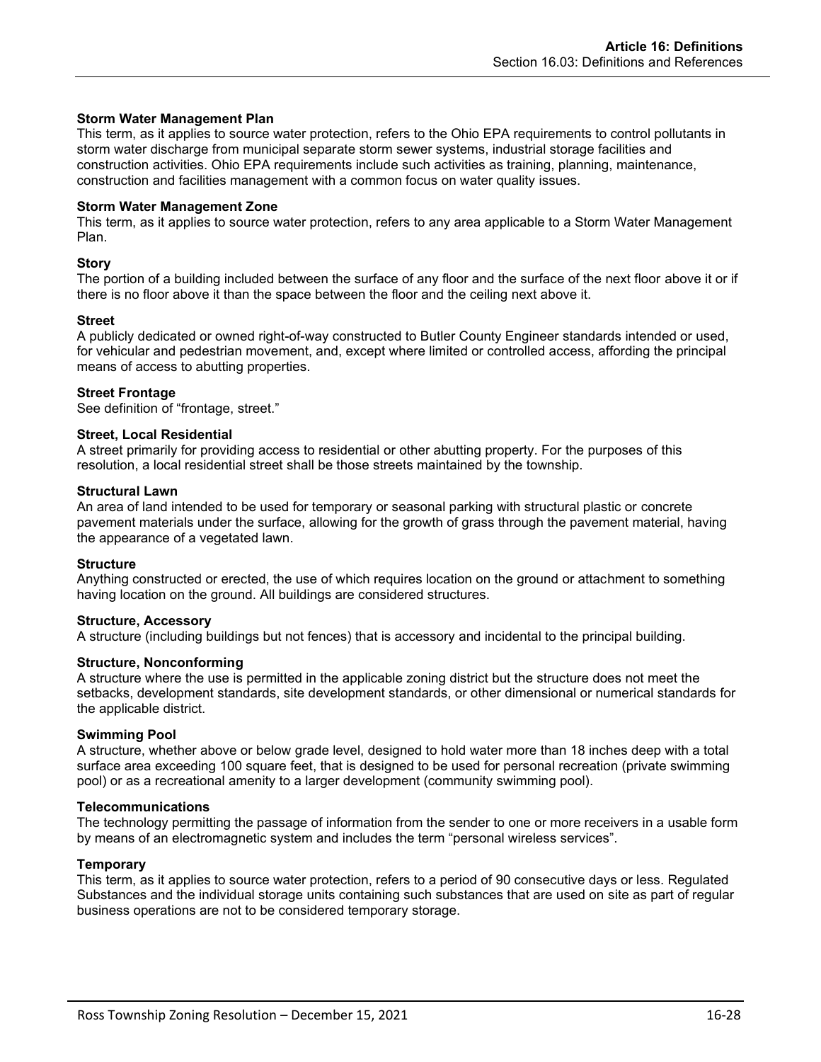**Storm Water Management Plan**

This term, as it applies to source water protection, refers to the Ohio EPA requirements to control pollutants in storm water discharge from municipal separate storm sewer systems, industrial storage facilities and construction activities. Ohio EPA requirements include such activities as training, planning, maintenance, construction and facilities management with a common focus on water quality issues.

**Storm Water Management Zone**

This term, as it applies to source water protection, refers to any area applicable to a Storm Water Management Plan.

**Story**

The portion of a building included between the surface of any floor and the surface of the next floor above it or if there is no floor above it than the space between the floor and the ceiling next above it.

**Street**

A publicly dedicated or owned right-of-way constructed to Butler County Engineer standards intended or used, for vehicular and pedestrian movement, and, except where limited or controlled access, affording the principal means of access to abutting properties.

**Street Frontage**

See definition of "frontage, street."

**Street, Local Residential**

A street primarily for providing access to residential or other abutting property. For the purposes of this resolution, a local residential street shall be those streets maintained by the township.

**Structural Lawn**

An area of land intended to be used for temporary or seasonal parking with structural plastic or concrete pavement materials under the surface, allowing for the growth of grass through the pavement material, having the appearance of a vegetated lawn.

**Structure**

Anything constructed or erected, the use of which requires location on the ground or attachment to something having location on the ground. All buildings are considered structures.

**Structure, Accessory**

A structure (including buildings but not fences) that is accessory and incidental to the principal building.

**Structure, Nonconforming**

A structure where the use is permitted in the applicable zoning district but the structure does not meet the setbacks, development standards, site development standards, or other dimensional or numerical standards for the applicable district.

**Swimming Pool**

A structure, whether above or below grade level, designed to hold water more than 18 inches deep with a total surface area exceeding 100 square feet, that is designed to be used for personal recreation (private swimming pool) or as a recreational amenity to a larger development (community swimming pool).

**Telecommunications**

The technology permitting the passage of information from the sender to one or more receivers in a usable form by means of an electromagnetic system and includes the term "personal wireless services".

**Temporary**

This term, as it applies to source water protection, refers to a period of 90 consecutive days or less. Regulated Substances and the individual storage units containing such substances that are used on site as part of regular business operations are not to be considered temporary storage.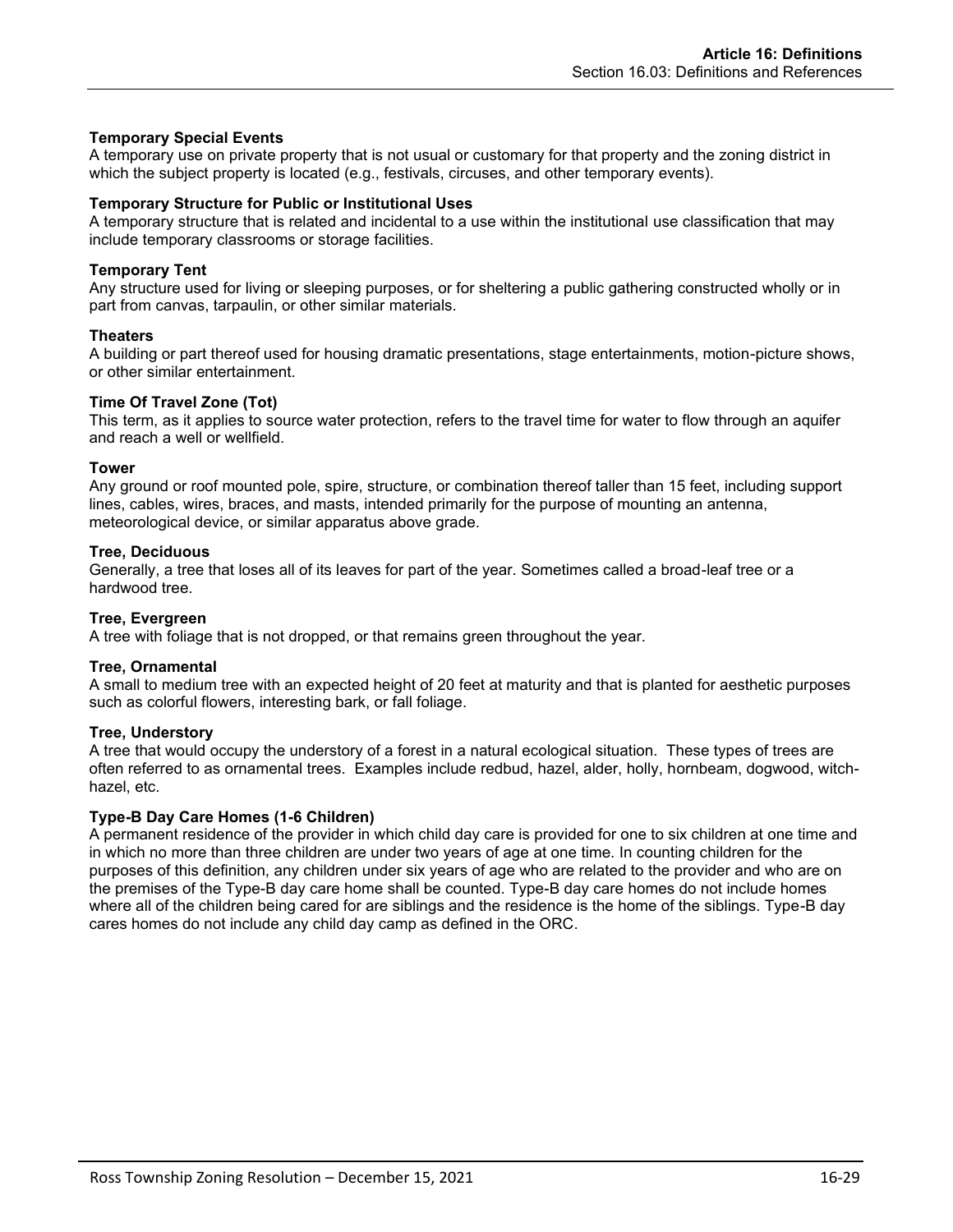**Temporary Special Events**
A temporary use on private property that is not usual or customary for that property and the zoning district in which the subject property is located (e.g., festivals, circuses, and other temporary events).

**Temporary Structure for Public or Institutional Uses**
A temporary structure that is related and incidental to a use within the institutional use classification that may include temporary classrooms or storage facilities.

**Temporary Tent**
Any structure used for living or sleeping purposes, or for sheltering a public gathering constructed wholly or in part from canvas, tarpaulin, or other similar materials.

**Theaters**
A building or part thereof used for housing dramatic presentations, stage entertainments, motion-picture shows, or other similar entertainment.

**Time Of Travel Zone (Tot)**
This term, as it applies to source water protection, refers to the travel time for water to flow through an aquifer and reach a well or wellfield.

**Tower**
Any ground or roof mounted pole, spire, structure, or combination thereof taller than 15 feet, including support lines, cables, wires, braces, and masts, intended primarily for the purpose of mounting an antenna, meteorological device, or similar apparatus above grade.

**Tree, Deciduous**
Generally, a tree that loses all of its leaves for part of the year. Sometimes called a broad-leaf tree or a hardwood tree.

**Tree, Evergreen**
A tree with foliage that is not dropped, or that remains green throughout the year.

**Tree, Ornamental**
A small to medium tree with an expected height of 20 feet at maturity and that is planted for aesthetic purposes such as colorful flowers, interesting bark, or fall foliage.

**Tree, Understory**
A tree that would occupy the understory of a forest in a natural ecological situation. These types of trees are often referred to as ornamental trees. Examples include redbud, hazel, alder, holly, hornbeam, dogwood, witch-hazel, etc.

**Type-B Day Care Homes (1-6 Children)**
A permanent residence of the provider in which child day care is provided for one to six children at one time and in which no more than three children are under two years of age at one time. In counting children for the purposes of this definition, any children under six years of age who are related to the provider and who are on the premises of the Type-B day care home shall be counted. Type-B day care homes do not include homes where all of the children being cared for are siblings and the residence is the home of the siblings. Type-B day cares homes do not include any child day camp as defined in the ORC.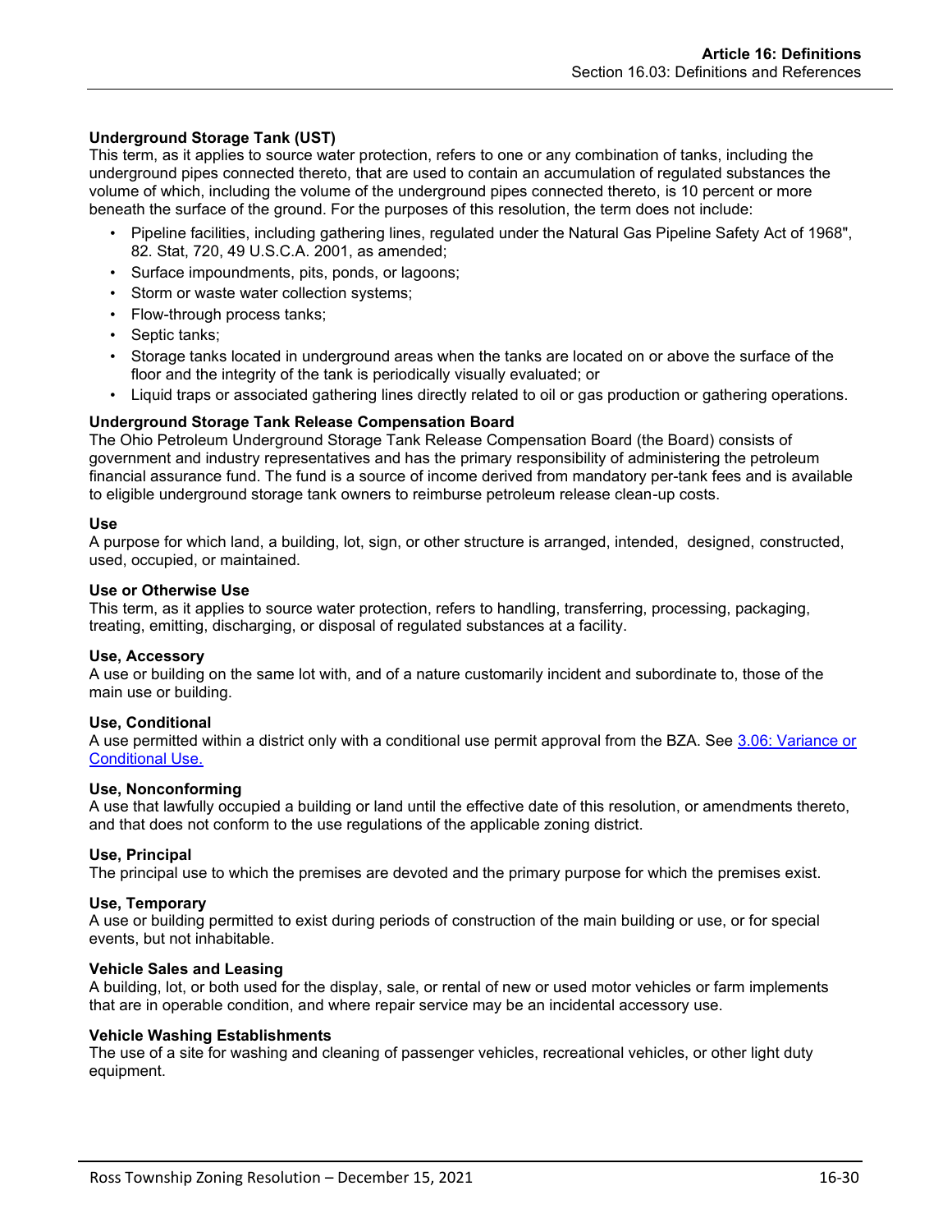**Underground Storage Tank (UST)**

This term, as it applies to source water protection, refers to one or any combination of tanks, including the underground pipes connected thereto, that are used to contain an accumulation of regulated substances the volume of which, including the volume of the underground pipes connected thereto, is 10 percent or more beneath the surface of the ground. For the purposes of this resolution, the term does not include:

- Pipeline facilities, including gathering lines, regulated under the Natural Gas Pipeline Safety Act of 1968", 82. Stat, 720, 49 U.S.C.A. 2001, as amended;
- Surface impoundments, pits, ponds, or lagoons;
- Storm or waste water collection systems;
- Flow-through process tanks;
- Septic tanks;
- Storage tanks located in underground areas when the tanks are located on or above the surface of the floor and the integrity of the tank is periodically visually evaluated; or
- Liquid traps or associated gathering lines directly related to oil or gas production or gathering operations.

**Underground Storage Tank Release Compensation Board**

The Ohio Petroleum Underground Storage Tank Release Compensation Board (the Board) consists of government and industry representatives and has the primary responsibility of administering the petroleum financial assurance fund. The fund is a source of income derived from mandatory per-tank fees and is available to eligible underground storage tank owners to reimburse petroleum release clean-up costs.

**Use**

A purpose for which land, a building, lot, sign, or other structure is arranged, intended, designed, constructed, used, occupied, or maintained.

**Use or Otherwise Use**

This term, as it applies to source water protection, refers to handling, transferring, processing, packaging, treating, emitting, discharging, or disposal of regulated substances at a facility.

**Use, Accessory**

A use or building on the same lot with, and of a nature customarily incident and subordinate to, those of the main use or building.

**Use, Conditional**

A use permitted within a district only with a conditional use permit approval from the BZA. See 3.06: Variance or Conditional Use.

**Use, Nonconforming**

A use that lawfully occupied a building or land until the effective date of this resolution, or amendments thereto, and that does not conform to the use regulations of the applicable zoning district.

**Use, Principal**

The principal use to which the premises are devoted and the primary purpose for which the premises exist.

**Use, Temporary**

A use or building permitted to exist during periods of construction of the main building or use, or for special events, but not inhabitable.

**Vehicle Sales and Leasing**

A building, lot, or both used for the display, sale, or rental of new or used motor vehicles or farm implements that are in operable condition, and where repair service may be an incidental accessory use.

**Vehicle Washing Establishments**

The use of a site for washing and cleaning of passenger vehicles, recreational vehicles, or other light duty equipment.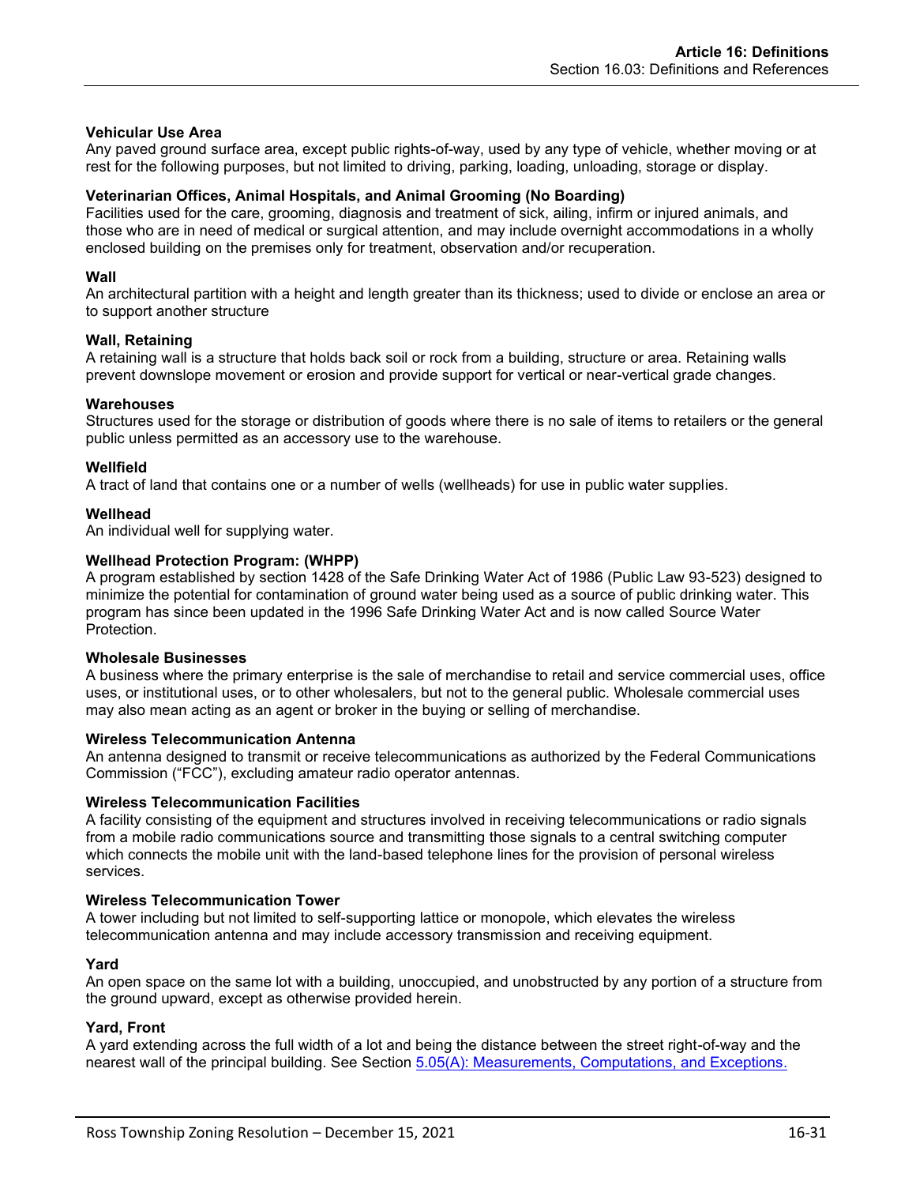**Vehicular Use Area**
Any paved ground surface area, except public rights-of-way, used by any type of vehicle, whether moving or at rest for the following purposes, but not limited to driving, parking, loading, unloading, storage or display.

**Veterinarian Offices, Animal Hospitals, and Animal Grooming (No Boarding)**
Facilities used for the care, grooming, diagnosis and treatment of sick, ailing, infirm or injured animals, and those who are in need of medical or surgical attention, and may include overnight accommodations in a wholly enclosed building on the premises only for treatment, observation and/or recuperation.

**Wall**
An architectural partition with a height and length greater than its thickness; used to divide or enclose an area or to support another structure

**Wall, Retaining**
A retaining wall is a structure that holds back soil or rock from a building, structure or area. Retaining walls prevent downslope movement or erosion and provide support for vertical or near-vertical grade changes.

**Warehouses**
Structures used for the storage or distribution of goods where there is no sale of items to retailers or the general public unless permitted as an accessory use to the warehouse.

**Wellfield**
A tract of land that contains one or a number of wells (wellheads) for use in public water supplies.

**Wellhead**
An individual well for supplying water.

**Wellhead Protection Program: (WHPP)**
A program established by section 1428 of the Safe Drinking Water Act of 1986 (Public Law 93-523) designed to minimize the potential for contamination of ground water being used as a source of public drinking water. This program has since been updated in the 1996 Safe Drinking Water Act and is now called Source Water Protection.

**Wholesale Businesses**
A business where the primary enterprise is the sale of merchandise to retail and service commercial uses, office uses, or institutional uses, or to other wholesalers, but not to the general public. Wholesale commercial uses may also mean acting as an agent or broker in the buying or selling of merchandise.

**Wireless Telecommunication Antenna**
An antenna designed to transmit or receive telecommunications as authorized by the Federal Communications Commission ("FCC"), excluding amateur radio operator antennas.

**Wireless Telecommunication Facilities**
A facility consisting of the equipment and structures involved in receiving telecommunications or radio signals from a mobile radio communications source and transmitting those signals to a central switching computer which connects the mobile unit with the land-based telephone lines for the provision of personal wireless services.

**Wireless Telecommunication Tower**
A tower including but not limited to self-supporting lattice or monopole, which elevates the wireless telecommunication antenna and may include accessory transmission and receiving equipment.

**Yard**
An open space on the same lot with a building, unoccupied, and unobstructed by any portion of a structure from the ground upward, except as otherwise provided herein.

**Yard, Front**
A yard extending across the full width of a lot and being the distance between the street right-of-way and the nearest wall of the principal building. See Section 5.05(A): Measurements, Computations, and Exceptions.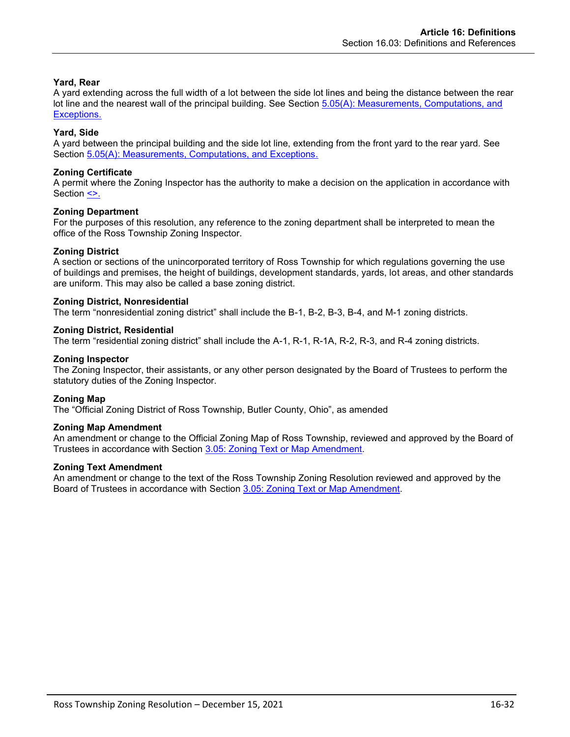**Yard, Rear**

A yard extending across the full width of a lot between the side lot lines and being the distance between the rear lot line and the nearest wall of the principal building. See Section 5.05(A): Measurements, Computations, and Exceptions.

**Yard, Side**

A yard between the principal building and the side lot line, extending from the front yard to the rear yard. See Section 5.05(A): Measurements, Computations, and Exceptions.

**Zoning Certificate**

A permit where the Zoning Inspector has the authority to make a decision on the application in accordance with Section <>.

**Zoning Department**

For the purposes of this resolution, any reference to the zoning department shall be interpreted to mean the office of the Ross Township Zoning Inspector.

**Zoning District**

A section or sections of the unincorporated territory of Ross Township for which regulations governing the use of buildings and premises, the height of buildings, development standards, yards, lot areas, and other standards are uniform. This may also be called a base zoning district.

**Zoning District, Nonresidential**

The term "nonresidential zoning district" shall include the B-1, B-2, B-3, B-4, and M-1 zoning districts.

**Zoning District, Residential**

The term "residential zoning district" shall include the A-1, R-1, R-1A, R-2, R-3, and R-4 zoning districts.

**Zoning Inspector**

The Zoning Inspector, their assistants, or any other person designated by the Board of Trustees to perform the statutory duties of the Zoning Inspector.

**Zoning Map**

The "Official Zoning District of Ross Township, Butler County, Ohio", as amended

**Zoning Map Amendment**

An amendment or change to the Official Zoning Map of Ross Township, reviewed and approved by the Board of Trustees in accordance with Section 3.05: Zoning Text or Map Amendment.

**Zoning Text Amendment**

An amendment or change to the text of the Ross Township Zoning Resolution reviewed and approved by the Board of Trustees in accordance with Section 3.05: Zoning Text or Map Amendment.